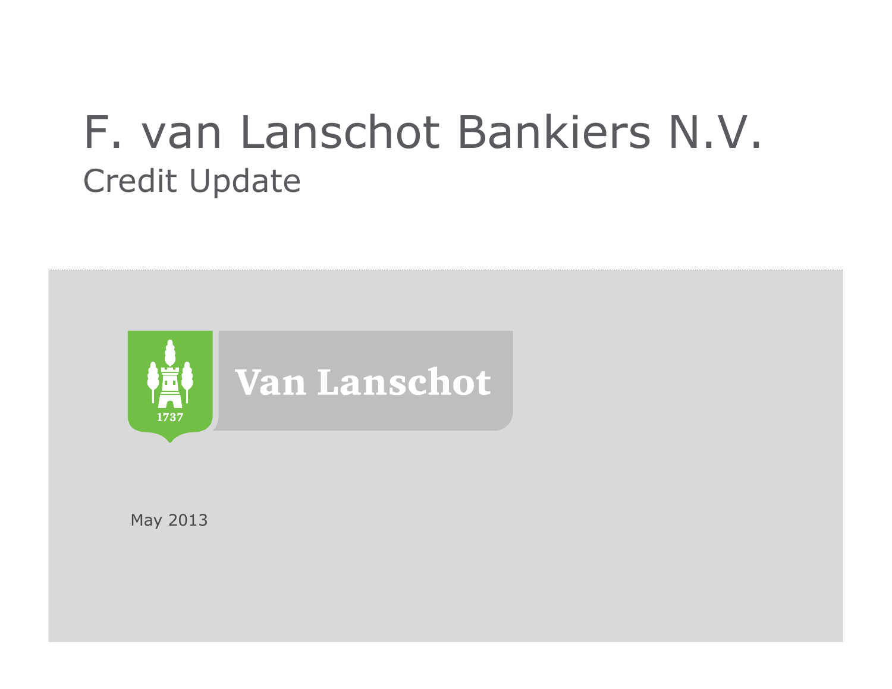# F. van Lanschot Bankiers N.V.

## Credit Update

Van Lanschot

1737

May 2013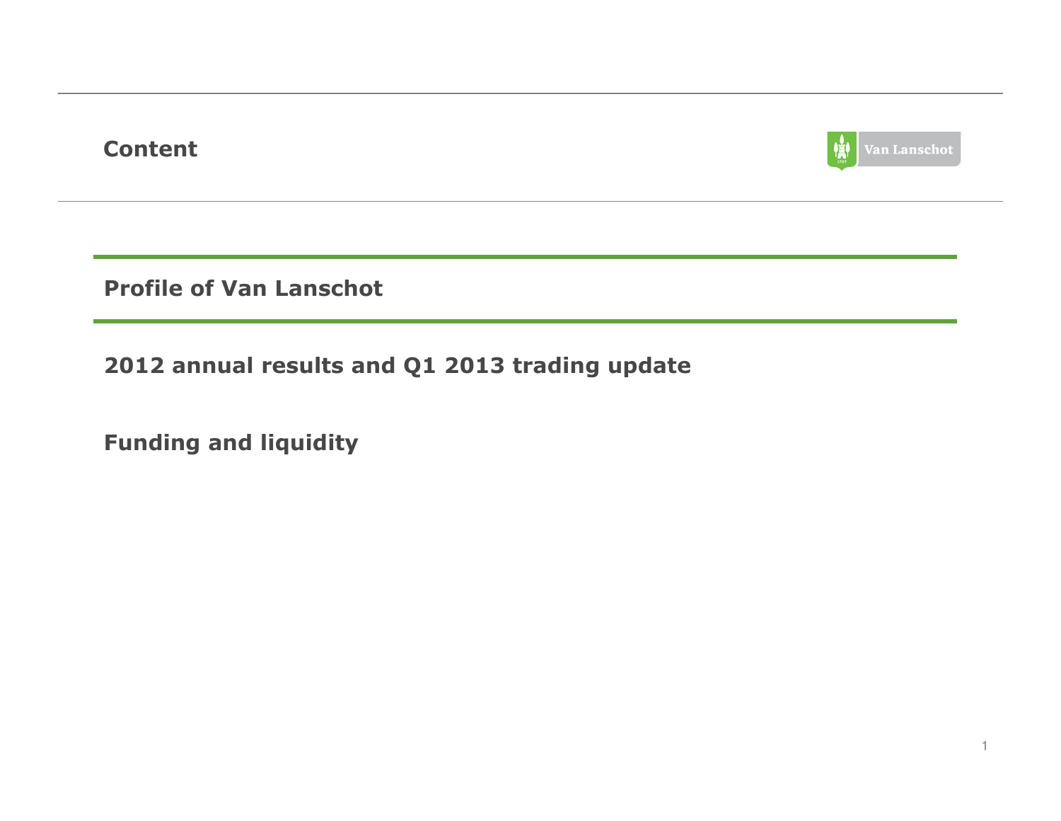# Content

**Profile of Van Lanschot**

**2012 annual results and Q1 2013 trading update**

**Funding and liquidity**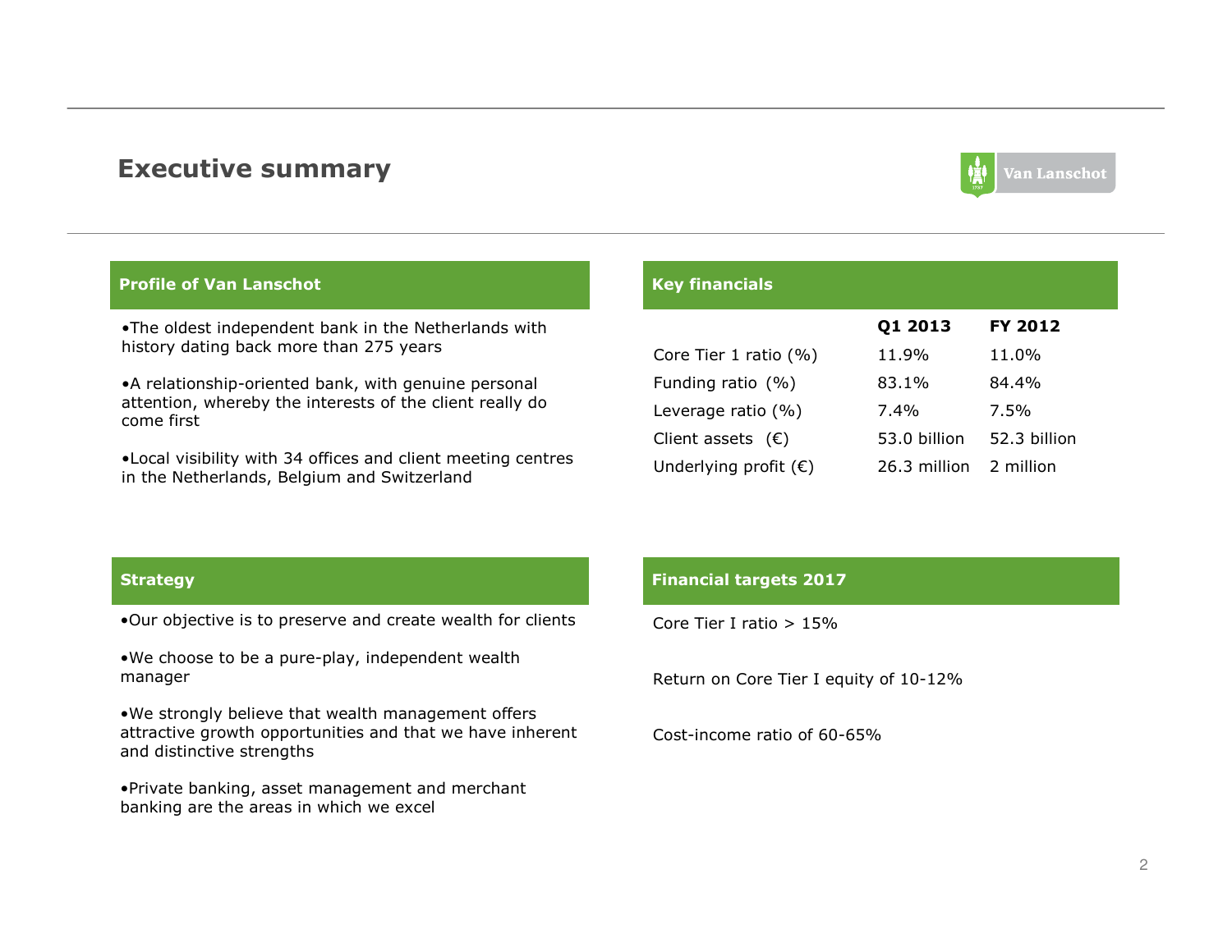# Executive summary

## Profile of Van Lanschot

- The oldest independent bank in the Netherlands with history dating back more than 275 years
- A relationship-oriented bank, with genuine personal attention, whereby the interests of the client really do come first
- Local visibility with 34 offices and client meeting centres in the Netherlands, Belgium and Switzerland

## Key financials

| | Q1 2013 | FY 2012 |
|---|---|---|
| Core Tier 1 ratio (%) | 11.9% | 11.0% |
| Funding ratio (%) | 83.1% | 84.4% |
| Leverage ratio (%) | 7.4% | 7.5% |
| Client assets (€) | 53.0 billion | 52.3 billion |
| Underlying profit (€) | 26.3 million | 2 million |

## Strategy

- Our objective is to preserve and create wealth for clients
- We choose to be a pure-play, independent wealth manager
- We strongly believe that wealth management offers attractive growth opportunities and that we have inherent and distinctive strengths
- Private banking, asset management and merchant banking are the areas in which we excel

## Financial targets 2017

Core Tier I ratio > 15%

Return on Core Tier I equity of 10-12%

Cost-income ratio of 60-65%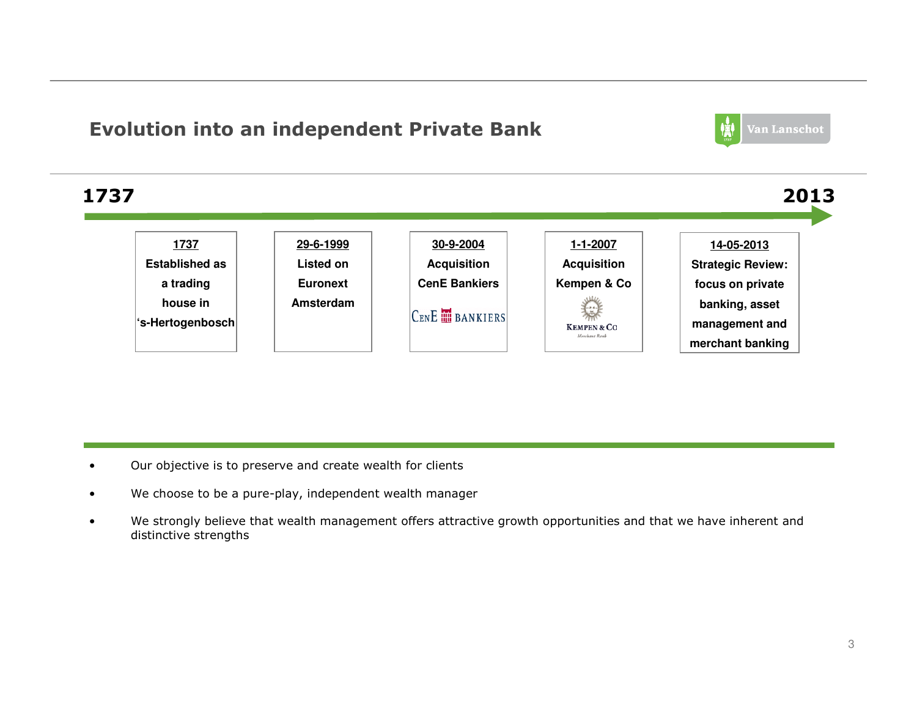# Evolution into an independent Private Bank

**1737** → **2013**

| 1737 | 29-6-1999 | 30-9-2004 | 1-1-2007 | 14-05-2013 |
|---|---|---|---|---|
| Established as a trading house in 's-Hertogenbosch | Listed on Euronext Amsterdam | Acquisition CenE Bankiers | Acquisition Kempen & Co | Strategic Review: focus on private banking, asset management and merchant banking |

- Our objective is to preserve and create wealth for clients
- We choose to be a pure-play, independent wealth manager
- We strongly believe that wealth management offers attractive growth opportunities and that we have inherent and distinctive strengths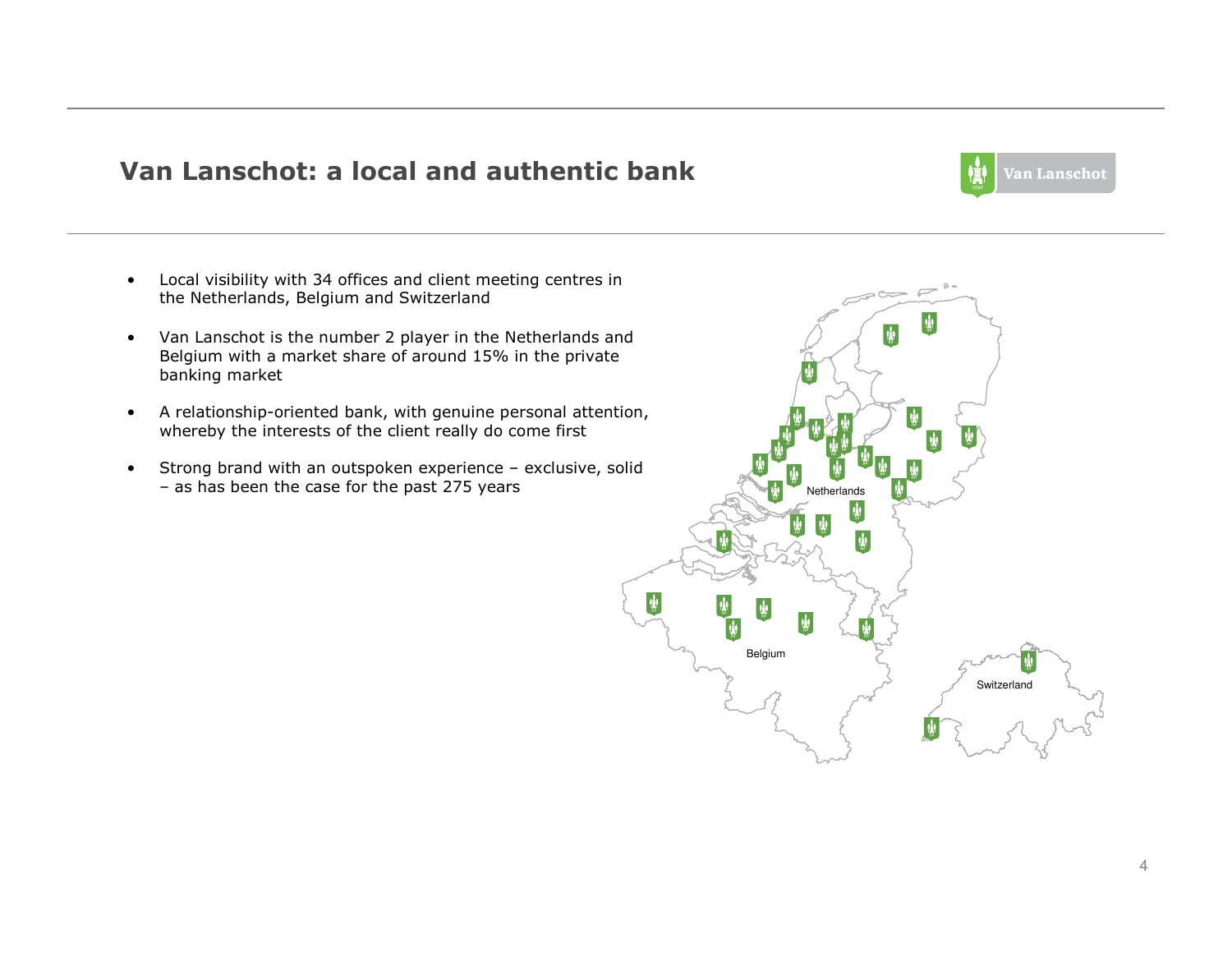# Van Lanschot: a local and authentic bank

- Local visibility with 34 offices and client meeting centres in the Netherlands, Belgium and Switzerland
- Van Lanschot is the number 2 player in the Netherlands and Belgium with a market share of around 15% in the private banking market
- A relationship-oriented bank, with genuine personal attention, whereby the interests of the client really do come first
- Strong brand with an outspoken experience – exclusive, solid – as has been the case for the past 275 years

Netherlands

Belgium

Switzerland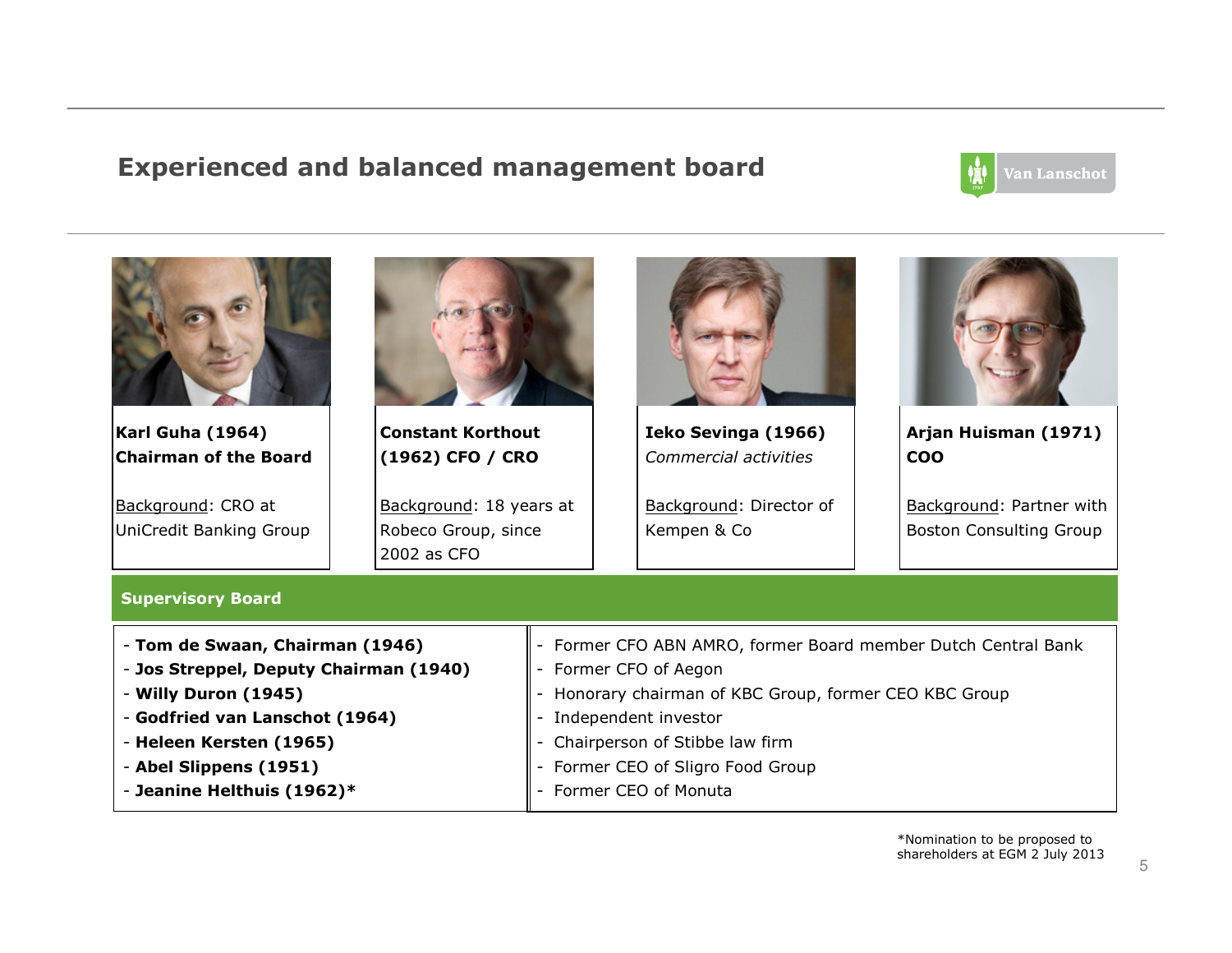## Experienced and balanced management board

**Karl Guha (1964)**
**Chairman of the Board**

Background: CRO at UniCredit Banking Group

**Constant Korthout (1962) CFO / CRO**

Background: 18 years at Robeco Group, since 2002 as CFO

**Ieko Sevinga (1966)**
*Commercial activities*

Background: Director of Kempen & Co

**Arjan Huisman (1971)**
**COO**

Background: Partner with Boston Consulting Group

### Supervisory Board

| Member | Background |
|---|---|
| - **Tom de Swaan, Chairman (1946)** | - Former CFO ABN AMRO, former Board member Dutch Central Bank |
| - **Jos Streppel, Deputy Chairman (1940)** | - Former CFO of Aegon |
| - **Willy Duron (1945)** | - Honorary chairman of KBC Group, former CEO KBC Group |
| - **Godfried van Lanschot (1964)** | - Independent investor |
| - **Heleen Kersten (1965)** | - Chairperson of Stibbe law firm |
| - **Abel Slippens (1951)** | - Former CEO of Sligro Food Group |
| - **Jeanine Helthuis (1962)*** | - Former CEO of Monuta |

*Nomination to be proposed to shareholders at EGM 2 July 2013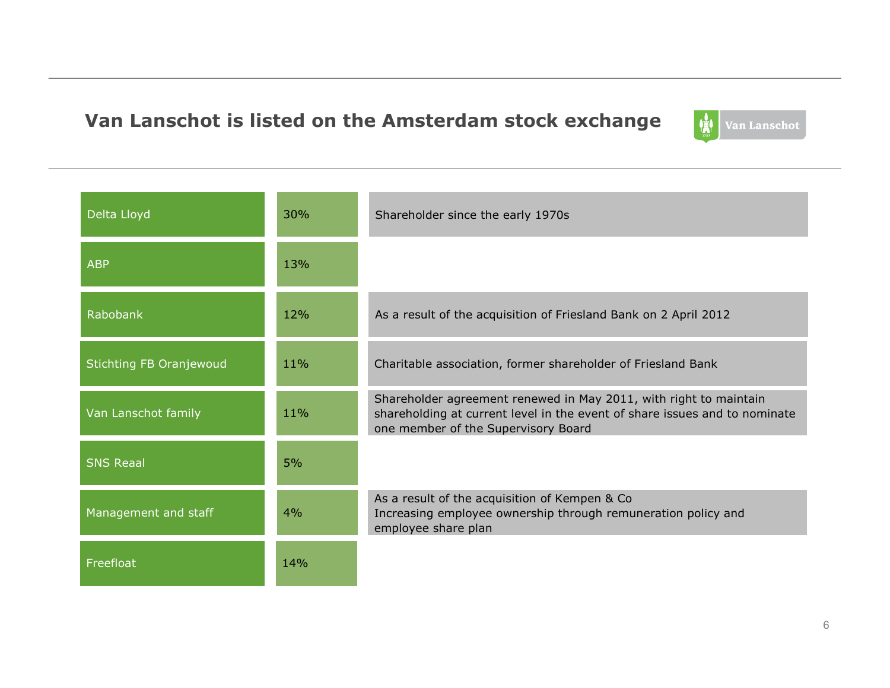# Van Lanschot is listed on the Amsterdam stock exchange

| Shareholder | Stake | Notes |
| --- | --- | --- |
| Delta Lloyd | 30% | Shareholder since the early 1970s |
| ABP | 13% | |
| Rabobank | 12% | As a result of the acquisition of Friesland Bank on 2 April 2012 |
| Stichting FB Oranjewoud | 11% | Charitable association, former shareholder of Friesland Bank |
| Van Lanschot family | 11% | Shareholder agreement renewed in May 2011, with right to maintain shareholding at current level in the event of share issues and to nominate one member of the Supervisory Board |
| SNS Reaal | 5% | |
| Management and staff | 4% | As a result of the acquisition of Kempen & Co<br>Increasing employee ownership through remuneration policy and employee share plan |
| Freefloat | 14% | |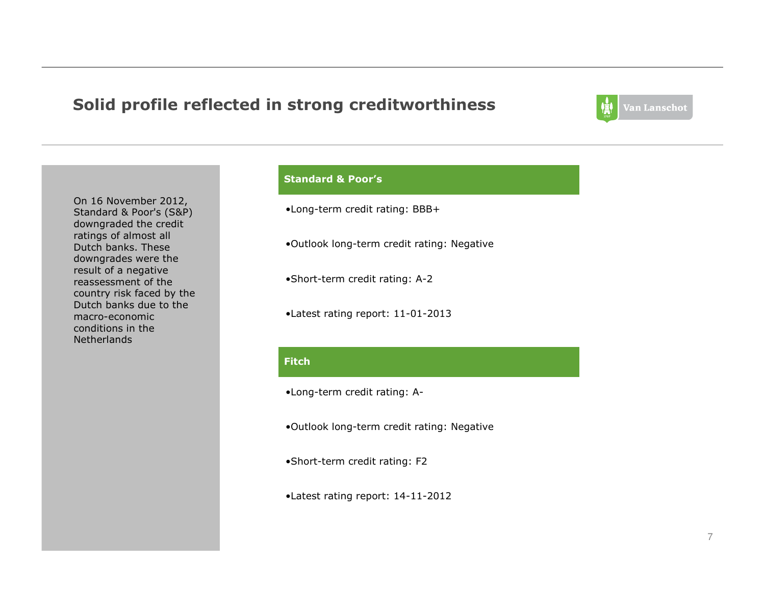# Solid profile reflected in strong creditworthiness

On 16 November 2012, Standard & Poor's (S&P) downgraded the credit ratings of almost all Dutch banks. These downgrades were the result of a negative reassessment of the country risk faced by the Dutch banks due to the macro-economic conditions in the Netherlands

## Standard & Poor's

- Long-term credit rating: BBB+
- Outlook long-term credit rating: Negative
- Short-term credit rating: A-2
- Latest rating report: 11-01-2013

## Fitch

- Long-term credit rating: A-
- Outlook long-term credit rating: Negative
- Short-term credit rating: F2
- Latest rating report: 14-11-2012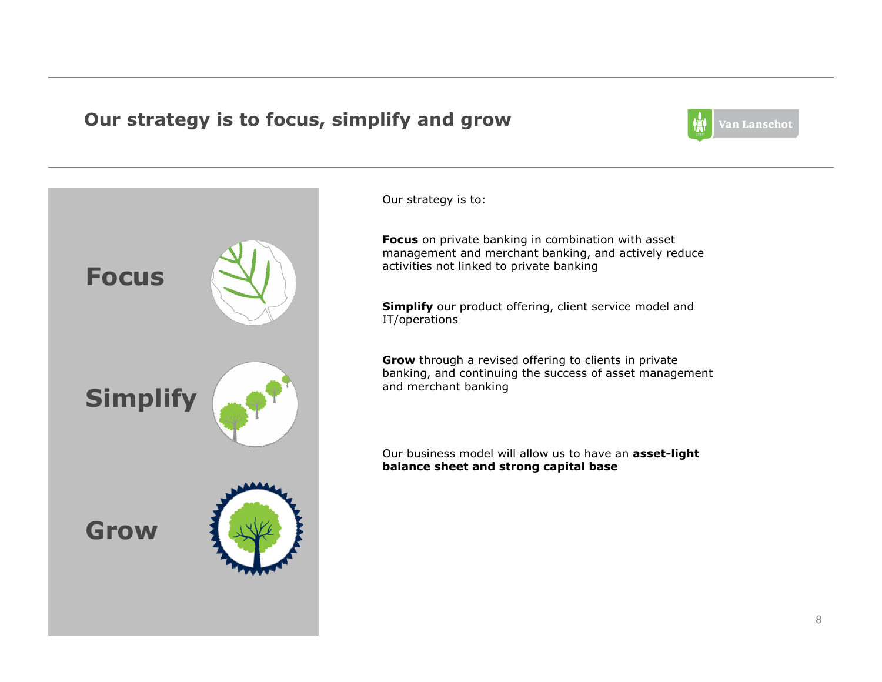# Our strategy is to focus, simplify and grow

**Focus**

**Simplify**

**Grow**

Our strategy is to:

**Focus** on private banking in combination with asset management and merchant banking, and actively reduce activities not linked to private banking

**Simplify** our product offering, client service model and IT/operations

**Grow** through a revised offering to clients in private banking, and continuing the success of asset management and merchant banking

Our business model will allow us to have an **asset-light balance sheet and strong capital base**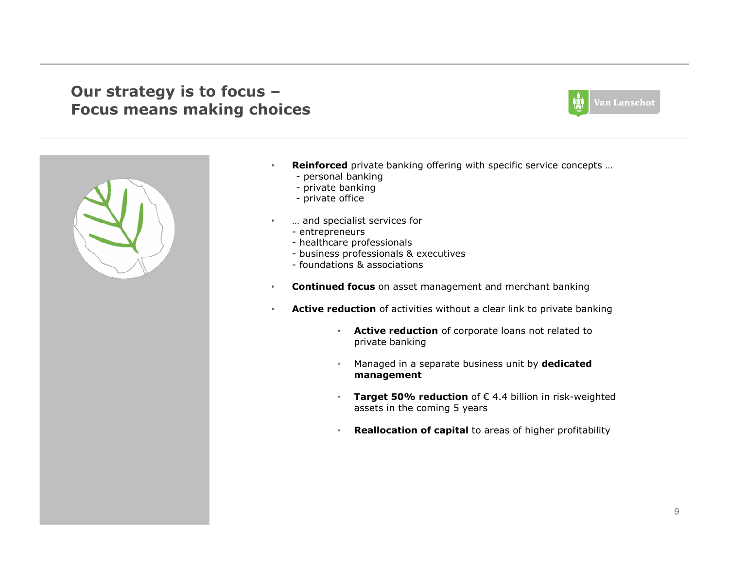# Our strategy is to focus – Focus means making choices

- **Reinforced** private banking offering with specific service concepts …
  - personal banking
  - private banking
  - private office
- … and specialist services for
  - entrepreneurs
  - healthcare professionals
  - business professionals & executives
  - foundations & associations
- **Continued focus** on asset management and merchant banking
- **Active reduction** of activities without a clear link to private banking
  - **Active reduction** of corporate loans not related to private banking
  - Managed in a separate business unit by **dedicated management**
  - **Target 50% reduction** of € 4.4 billion in risk-weighted assets in the coming 5 years
  - **Reallocation of capital** to areas of higher profitability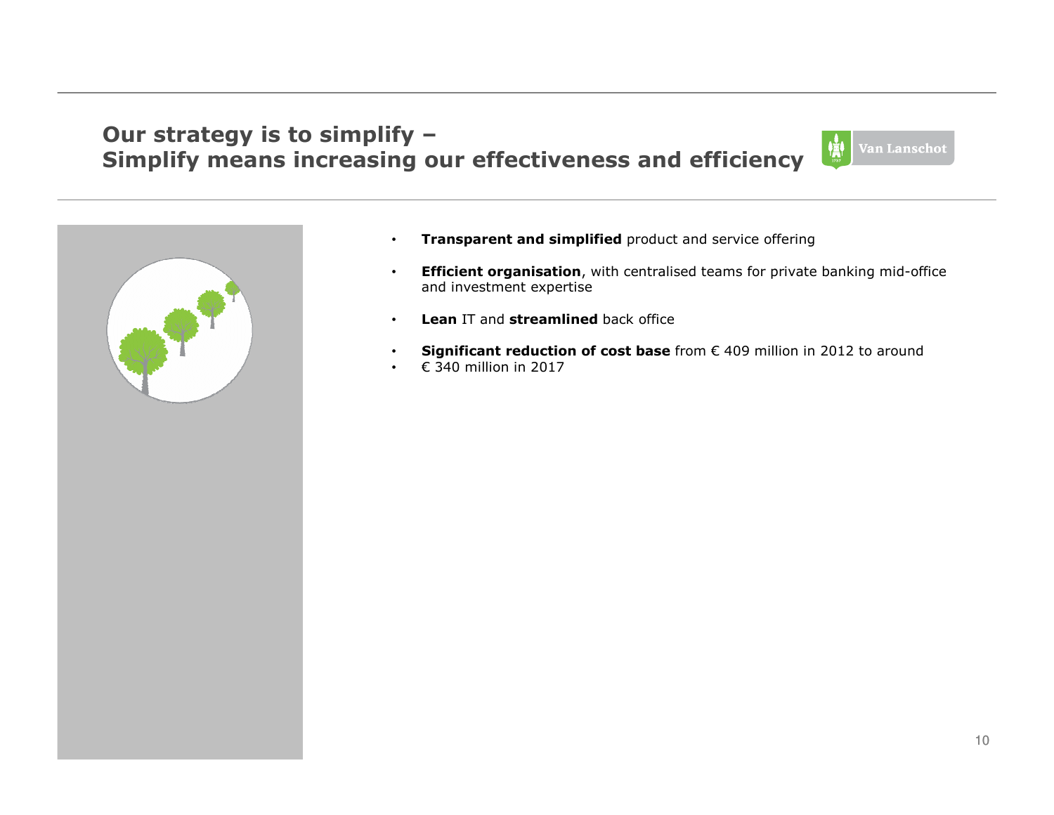# Our strategy is to simplify – Simplify means increasing our effectiveness and efficiency

- **Transparent and simplified** product and service offering
- **Efficient organisation**, with centralised teams for private banking mid-office and investment expertise
- **Lean** IT and **streamlined** back office
- **Significant reduction of cost base** from € 409 million in 2012 to around
- € 340 million in 2017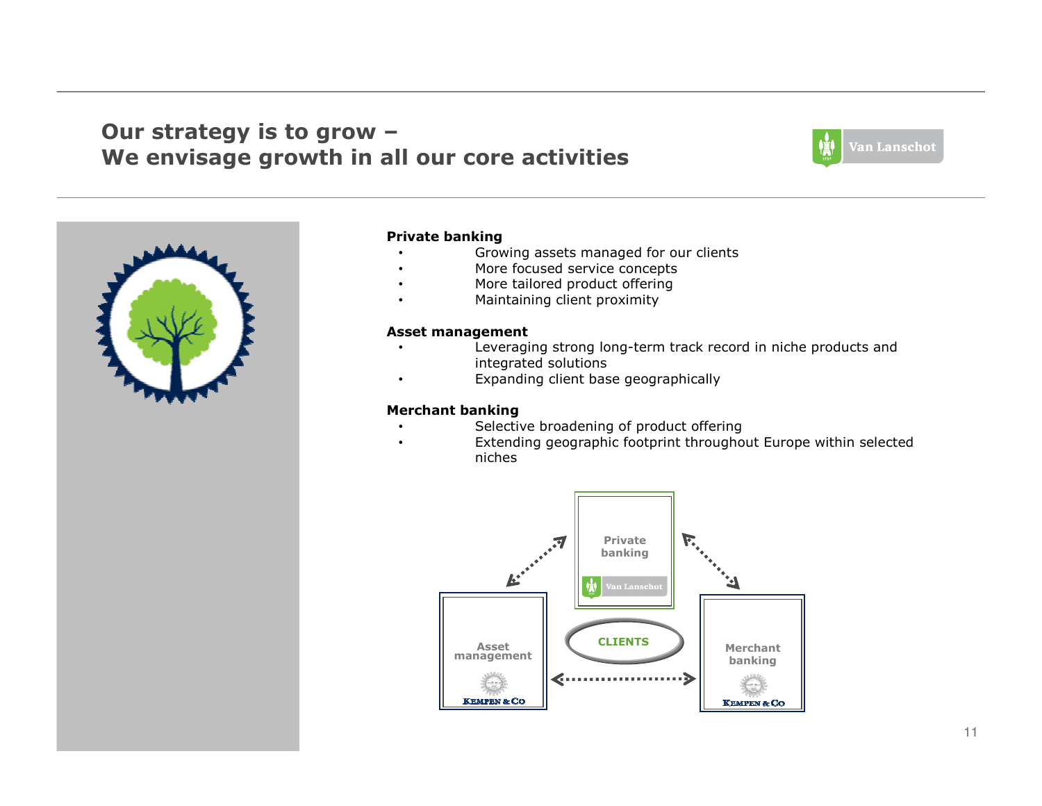# Our strategy is to grow – We envisage growth in all our core activities

**Private banking**

- Growing assets managed for our clients
- More focused service concepts
- More tailored product offering
- Maintaining client proximity

**Asset management**

- Leveraging strong long-term track record in niche products and integrated solutions
- Expanding client base geographically

**Merchant banking**

- Selective broadening of product offering
- Extending geographic footprint throughout Europe within selected niches

Private banking — Van Lanschot

CLIENTS

Asset management — Kempen & Co

Merchant banking — Kempen & Co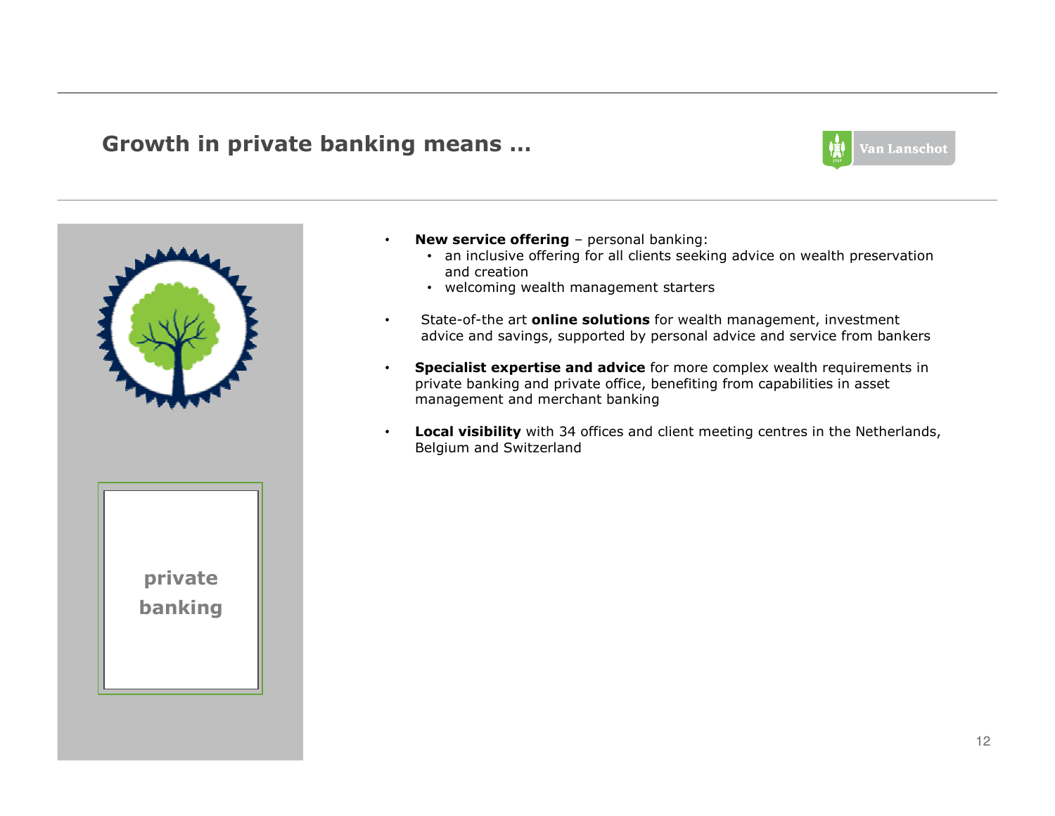## Growth in private banking means …

private banking

- **New service offering** – personal banking:
  - an inclusive offering for all clients seeking advice on wealth preservation and creation
  - welcoming wealth management starters
- State-of-the art **online solutions** for wealth management, investment advice and savings, supported by personal advice and service from bankers
- **Specialist expertise and advice** for more complex wealth requirements in private banking and private office, benefiting from capabilities in asset management and merchant banking
- **Local visibility** with 34 offices and client meeting centres in the Netherlands, Belgium and Switzerland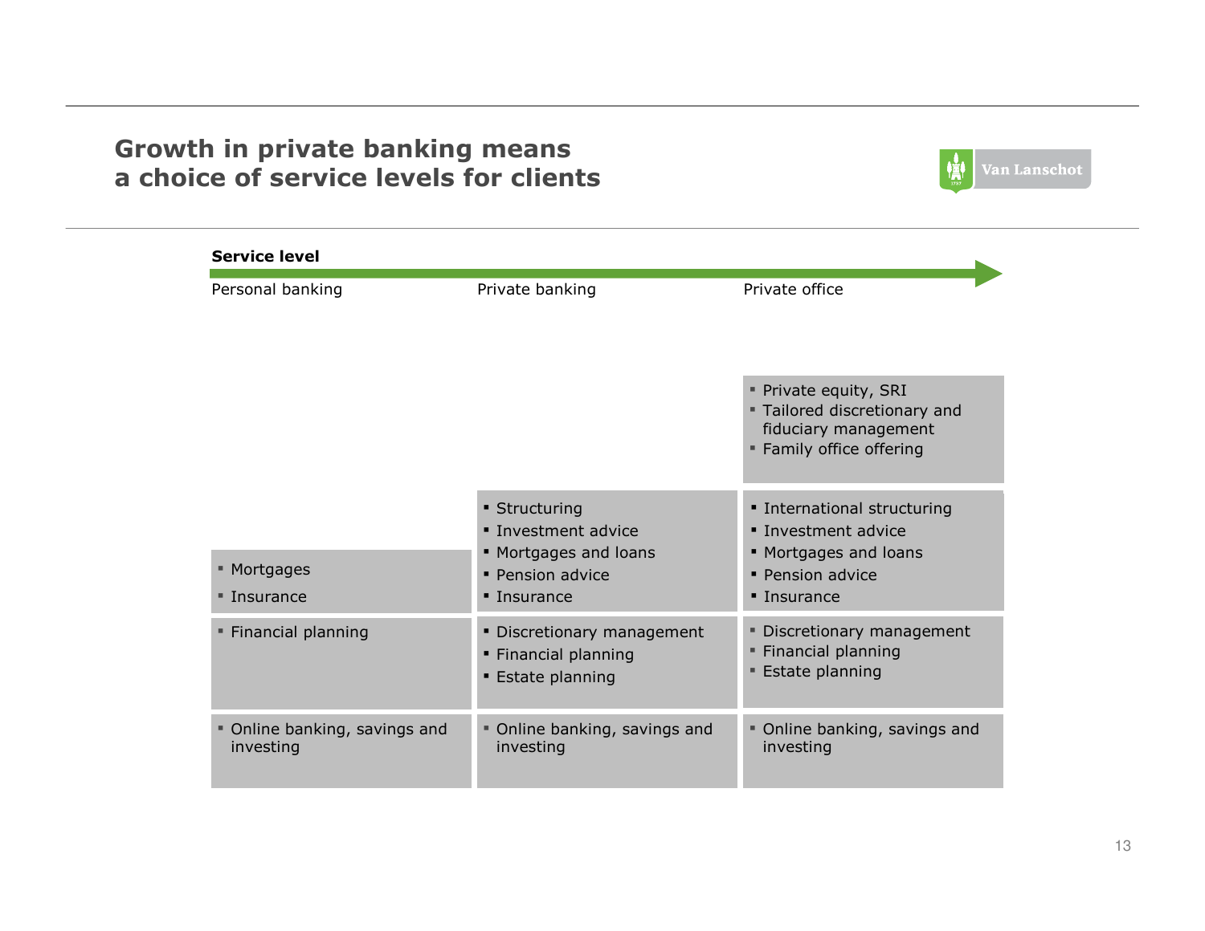# Growth in private banking means a choice of service levels for clients

**Service level**

| Personal banking | Private banking | Private office |
|---|---|---|
| | | ▪ Private equity, SRI<br>▪ Tailored discretionary and fiduciary management<br>▪ Family office offering |
| ▪ Mortgages<br>▪ Insurance | ▪ Structuring<br>▪ Investment advice<br>▪ Mortgages and loans<br>▪ Pension advice<br>▪ Insurance | ▪ International structuring<br>▪ Investment advice<br>▪ Mortgages and loans<br>▪ Pension advice<br>▪ Insurance |
| ▪ Financial planning | ▪ Discretionary management<br>▪ Financial planning<br>▪ Estate planning | ▪ Discretionary management<br>▪ Financial planning<br>▪ Estate planning |
| ▪ Online banking, savings and investing | ▪ Online banking, savings and investing | ▪ Online banking, savings and investing |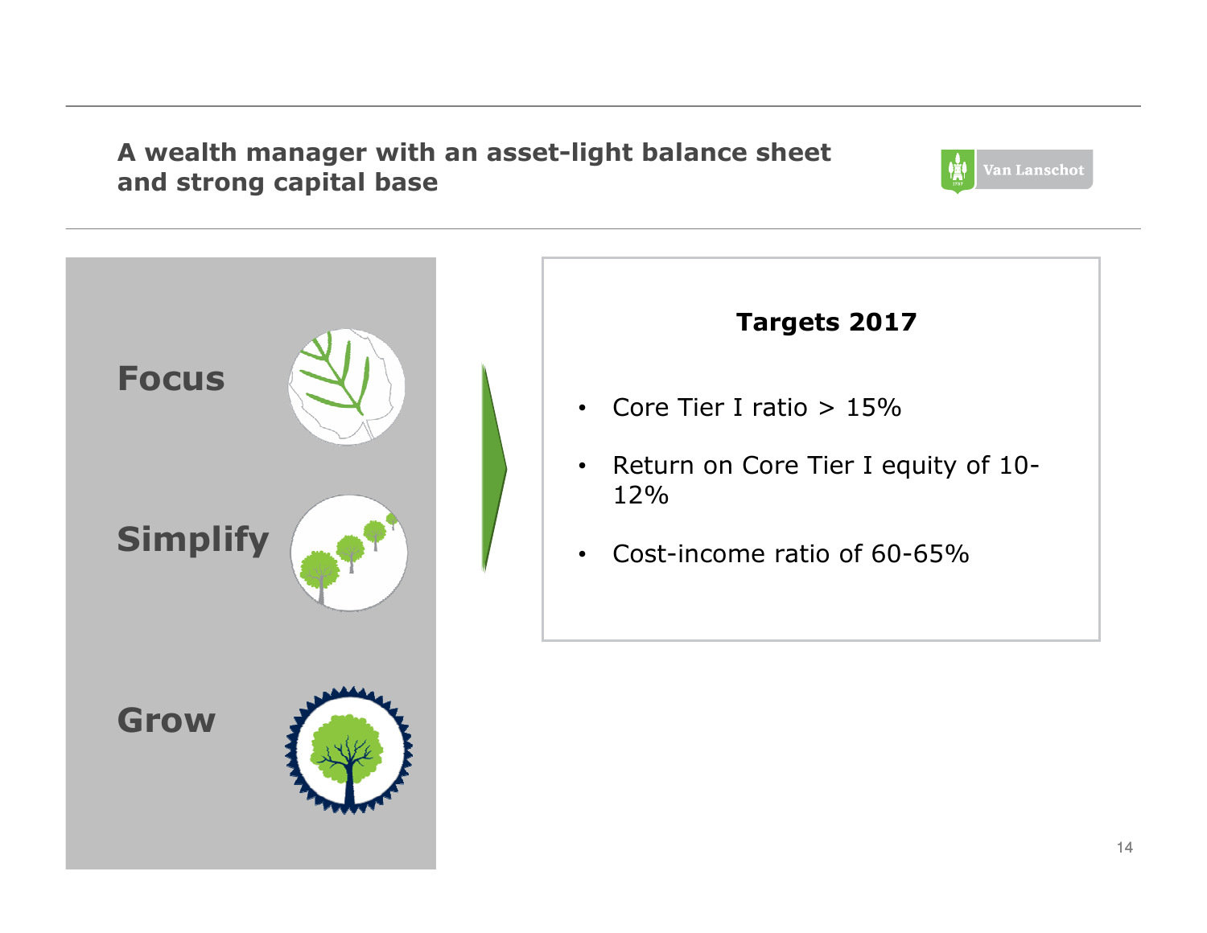# A wealth manager with an asset-light balance sheet and strong capital base

**Focus**

**Simplify**

**Grow**

**Targets 2017**

- Core Tier I ratio > 15%
- Return on Core Tier I equity of 10-12%
- Cost-income ratio of 60-65%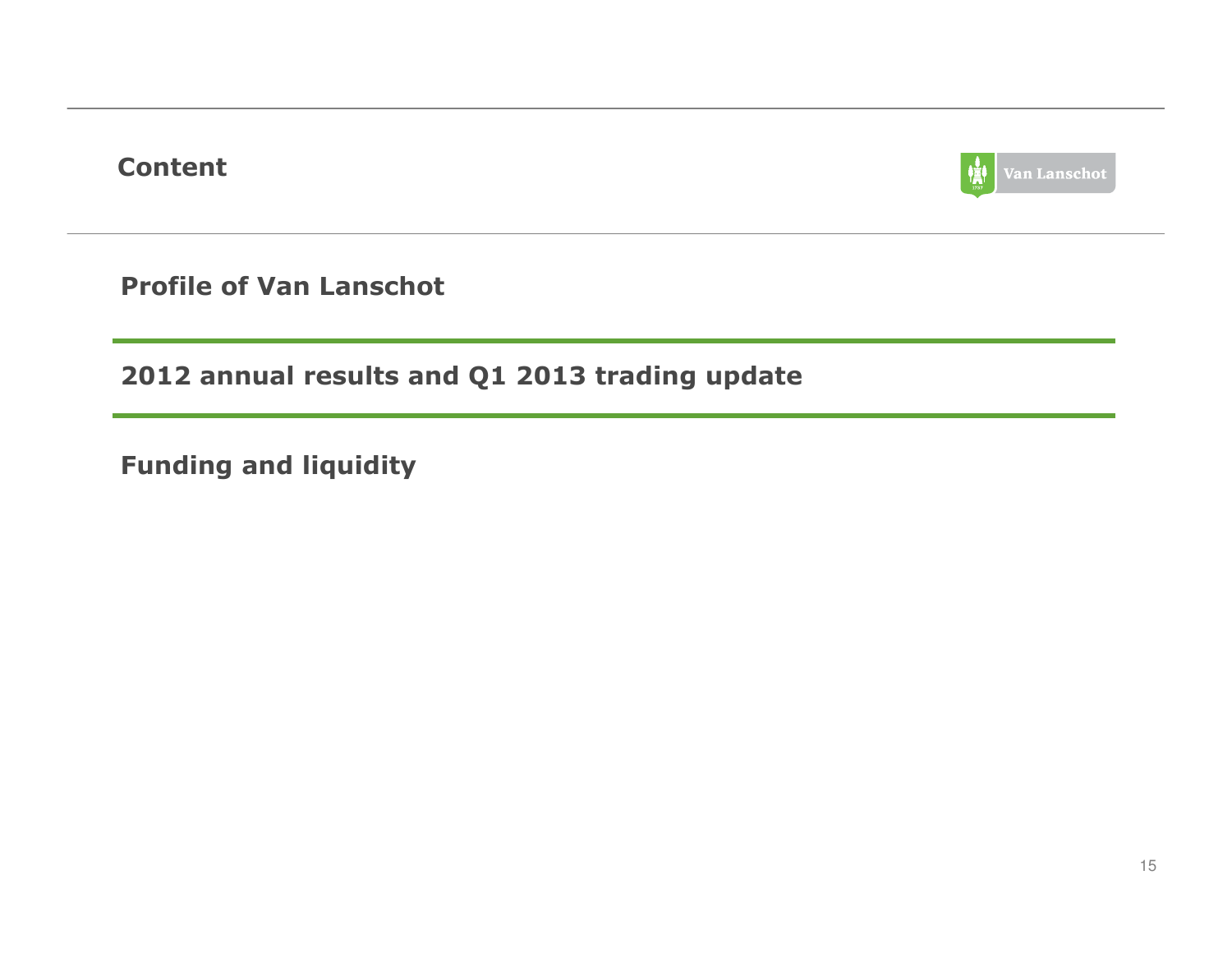## Content

Profile of Van Lanschot

2012 annual results and Q1 2013 trading update

Funding and liquidity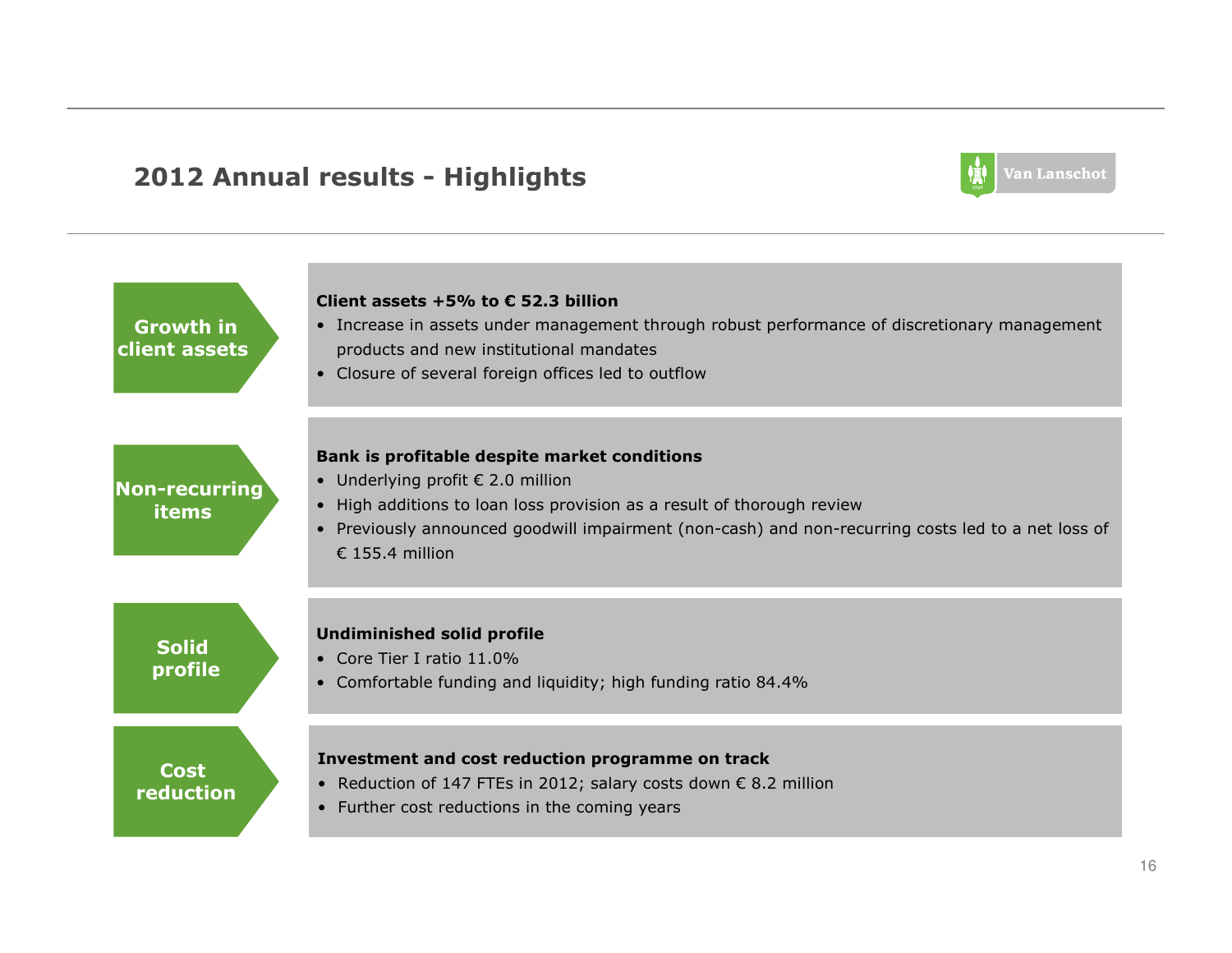# 2012 Annual results - Highlights

Van Lanschot

## Growth in client assets

**Client assets +5% to € 52.3 billion**

- Increase in assets under management through robust performance of discretionary management products and new institutional mandates
- Closure of several foreign offices led to outflow

## Non-recurring items

**Bank is profitable despite market conditions**

- Underlying profit € 2.0 million
- High additions to loan loss provision as a result of thorough review
- Previously announced goodwill impairment (non-cash) and non-recurring costs led to a net loss of € 155.4 million

## Solid profile

**Undiminished solid profile**

- Core Tier I ratio 11.0%
- Comfortable funding and liquidity; high funding ratio 84.4%

## Cost reduction

**Investment and cost reduction programme on track**

- Reduction of 147 FTEs in 2012; salary costs down € 8.2 million
- Further cost reductions in the coming years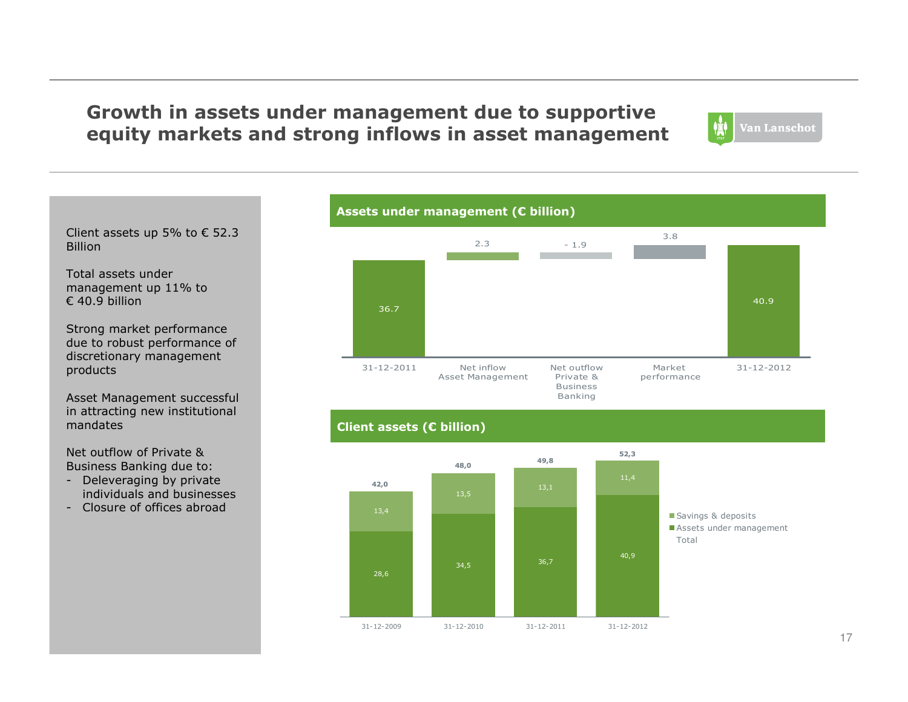# Growth in assets under management due to supportive equity markets and strong inflows in asset management

Client assets up 5% to € 52.3 Billion

Total assets under management up 11% to € 40.9 billion

Strong market performance due to robust performance of discretionary management products

Asset Management successful in attracting new institutional mandates

Net outflow of Private & Business Banking due to:
- Deleveraging by private individuals and businesses
- Closure of offices abroad

## Assets under management (€ billion)

| 31-12-2011 | Net inflow Asset Management | Net outflow Private & Business Banking | Market performance | 31-12-2012 |
|---|---|---|---|---|
| 36.7 | 2.3 | - 1.9 | 3.8 | 40.9 |

## Client assets (€ billion)

| | 31-12-2009 | 31-12-2010 | 31-12-2011 | 31-12-2012 |
|---|---|---|---|---|
| Savings & deposits | 13,4 | 13,5 | 13,1 | 11,4 |
| Assets under management | 28,6 | 34,5 | 36,7 | 40,9 |
| Total | 42,0 | 48,0 | 49,8 | 52,3 |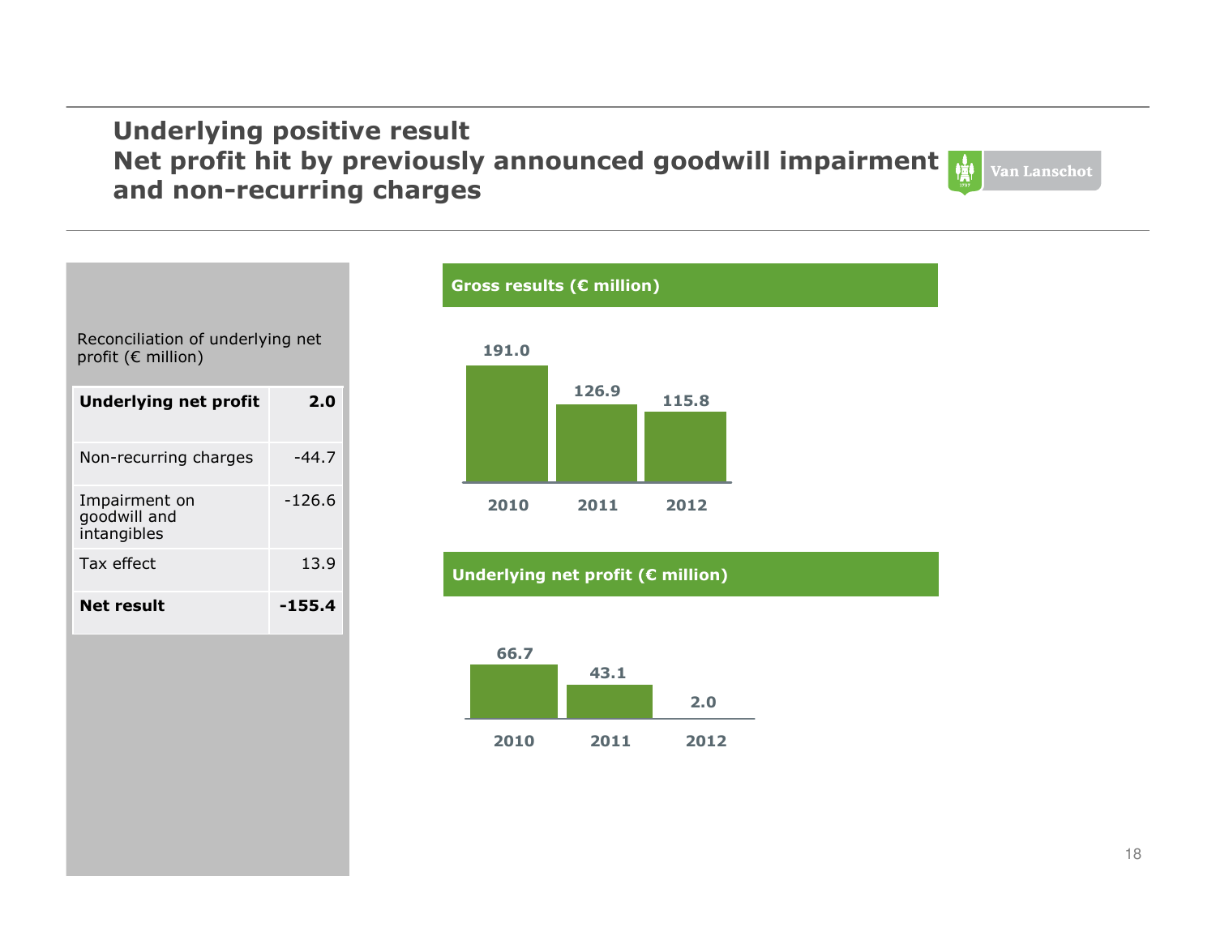# Underlying positive result
## Net profit hit by previously announced goodwill impairment and non-recurring charges

Reconciliation of underlying net profit (€ million)

| | |
|---|---|
| **Underlying net profit** | **2.0** |
| Non-recurring charges | -44.7 |
| Impairment on goodwill and intangibles | -126.6 |
| Tax effect | 13.9 |
| **Net result** | **-155.4** |

**Gross results (€ million)**

| 2010 | 2011 | 2012 |
|---|---|---|
| 191.0 | 126.9 | 115.8 |

**Underlying net profit (€ million)**

| 2010 | 2011 | 2012 |
|---|---|---|
| 66.7 | 43.1 | 2.0 |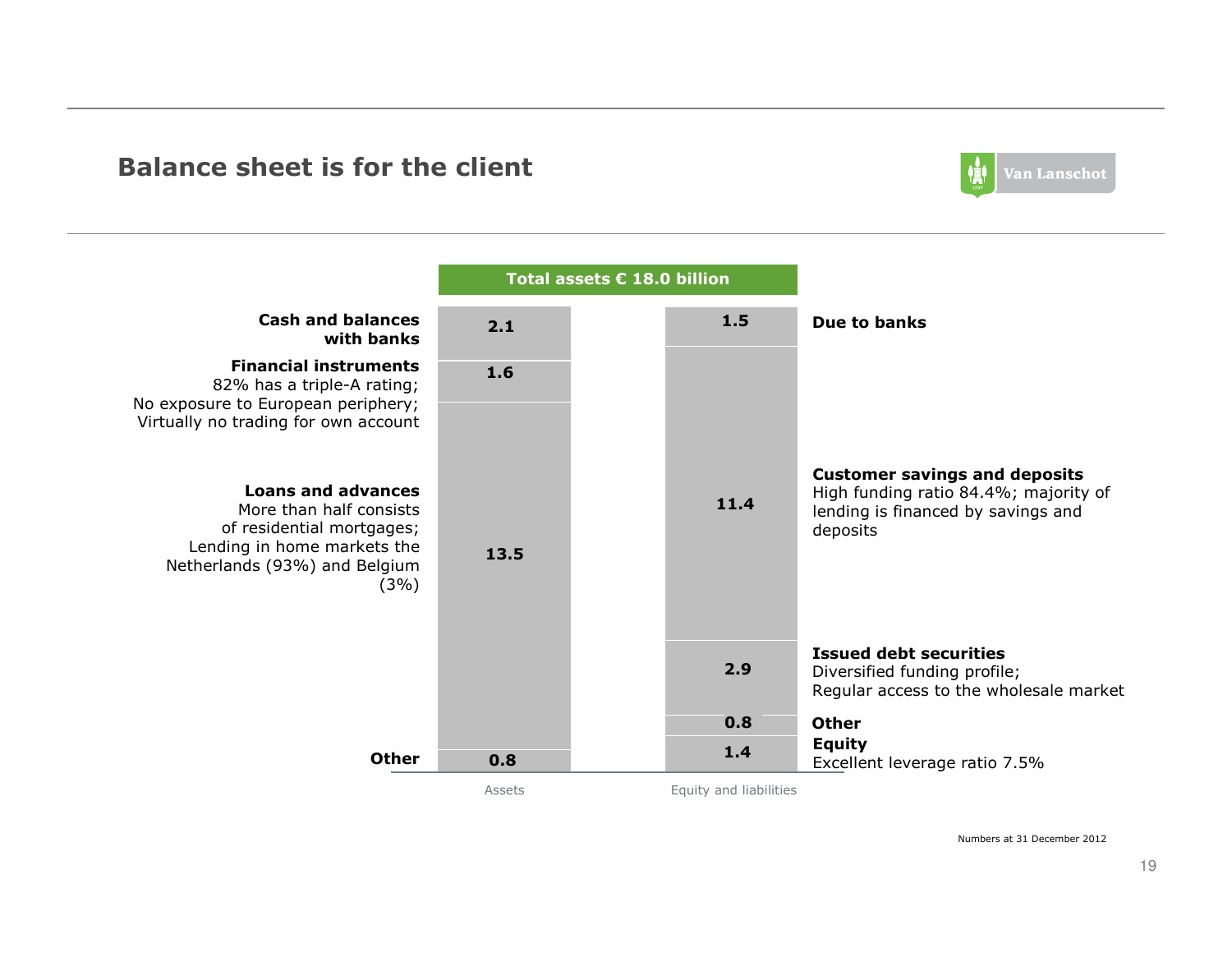# Balance sheet is for the client

**Total assets € 18.0 billion**

| Assets | | Equity and liabilities | |
|---|---|---|---|
| **Cash and balances with banks** | 2.1 | 1.5 | **Due to banks** |
| **Financial instruments** 82% has a triple-A rating; No exposure to European periphery; Virtually no trading for own account | 1.6 | 11.4 | **Customer savings and deposits** High funding ratio 84.4%; majority of lending is financed by savings and deposits |
| **Loans and advances** More than half consists of residential mortgages; Lending in home markets the Netherlands (93%) and Belgium (3%) | 13.5 | 2.9 | **Issued debt securities** Diversified funding profile; Regular access to the wholesale market |
| | | 0.8 | **Other** |
| **Other** | 0.8 | 1.4 | **Equity** Excellent leverage ratio 7.5% |

Numbers at 31 December 2012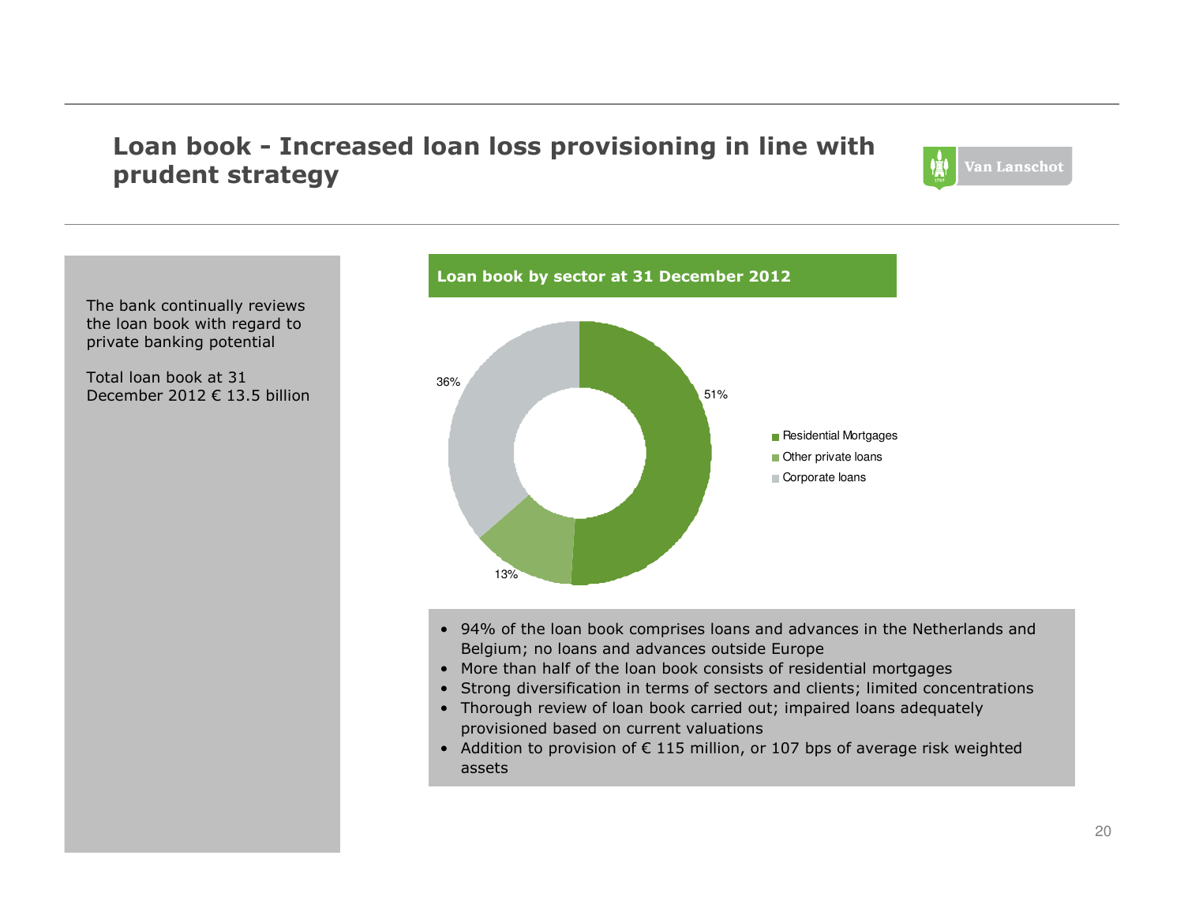# Loan book - Increased loan loss provisioning in line with prudent strategy

The bank continually reviews the loan book with regard to private banking potential

Total loan book at 31 December 2012 € 13.5 billion

**Loan book by sector at 31 December 2012**

| Sector | Share |
|---|---|
| Residential Mortgages | 51% |
| Other private loans | 13% |
| Corporate loans | 36% |

- 94% of the loan book comprises loans and advances in the Netherlands and Belgium; no loans and advances outside Europe
- More than half of the loan book consists of residential mortgages
- Strong diversification in terms of sectors and clients; limited concentrations
- Thorough review of loan book carried out; impaired loans adequately provisioned based on current valuations
- Addition to provision of € 115 million, or 107 bps of average risk weighted assets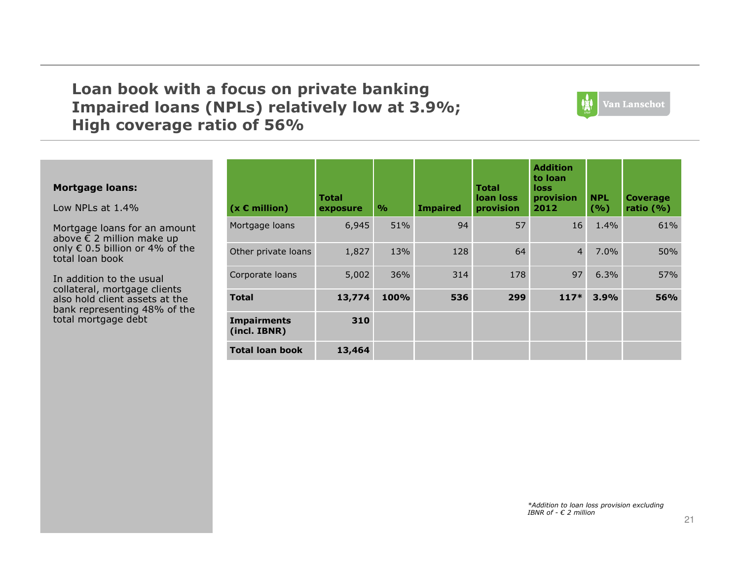# Loan book with a focus on private banking
# Impaired loans (NPLs) relatively low at 3.9%;
# High coverage ratio of 56%

**Mortgage loans:**

Low NPLs at 1.4%

Mortgage loans for an amount above € 2 million make up only € 0.5 billion or 4% of the total loan book

In addition to the usual collateral, mortgage clients also hold client assets at the bank representing 48% of the total mortgage debt

| (x € million) | Total exposure | % | Impaired | Total loan loss provision | Addition to loan loss provision 2012 | NPL (%) | Coverage ratio (%) |
|---|---|---|---|---|---|---|---|
| Mortgage loans | 6,945 | 51% | 94 | 57 | 16 | 1.4% | 61% |
| Other private loans | 1,827 | 13% | 128 | 64 | 4 | 7.0% | 50% |
| Corporate loans | 5,002 | 36% | 314 | 178 | 97 | 6.3% | 57% |
| **Total** | **13,774** | **100%** | **536** | **299** | **117*** | **3.9%** | **56%** |
| **Impairments (incl. IBNR)** | **310** | | | | | | |
| **Total loan book** | **13,464** | | | | | | |

*\*Addition to loan loss provision excluding IBNR of - € 2 million*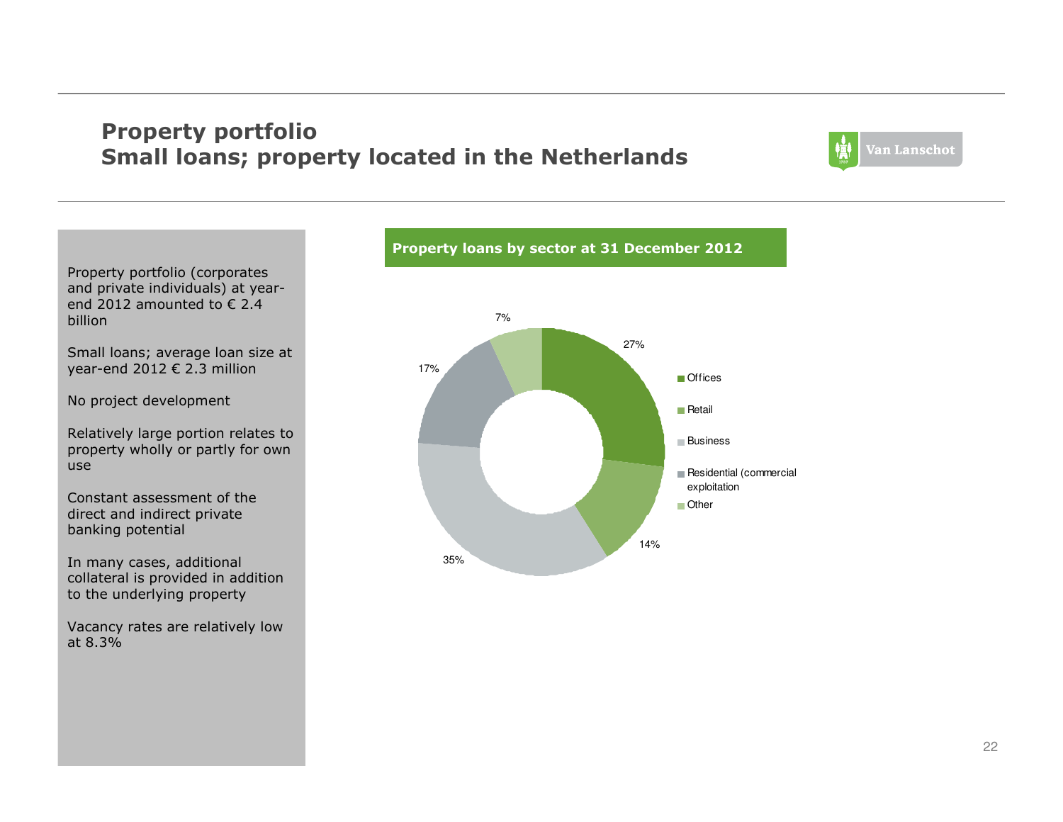# Property portfolio
# Small loans; property located in the Netherlands

Property portfolio (corporates and private individuals) at year-end 2012 amounted to € 2.4 billion

Small loans; average loan size at year-end 2012 € 2.3 million

No project development

Relatively large portion relates to property wholly or partly for own use

Constant assessment of the direct and indirect private banking potential

In many cases, additional collateral is provided in addition to the underlying property

Vacancy rates are relatively low at 8.3%

**Property loans by sector at 31 December 2012**

| Sector | Share |
|---|---|
| Offices | 27% |
| Retail | 14% |
| Business | 35% |
| Residential (commercial exploitation | 17% |
| Other | 7% |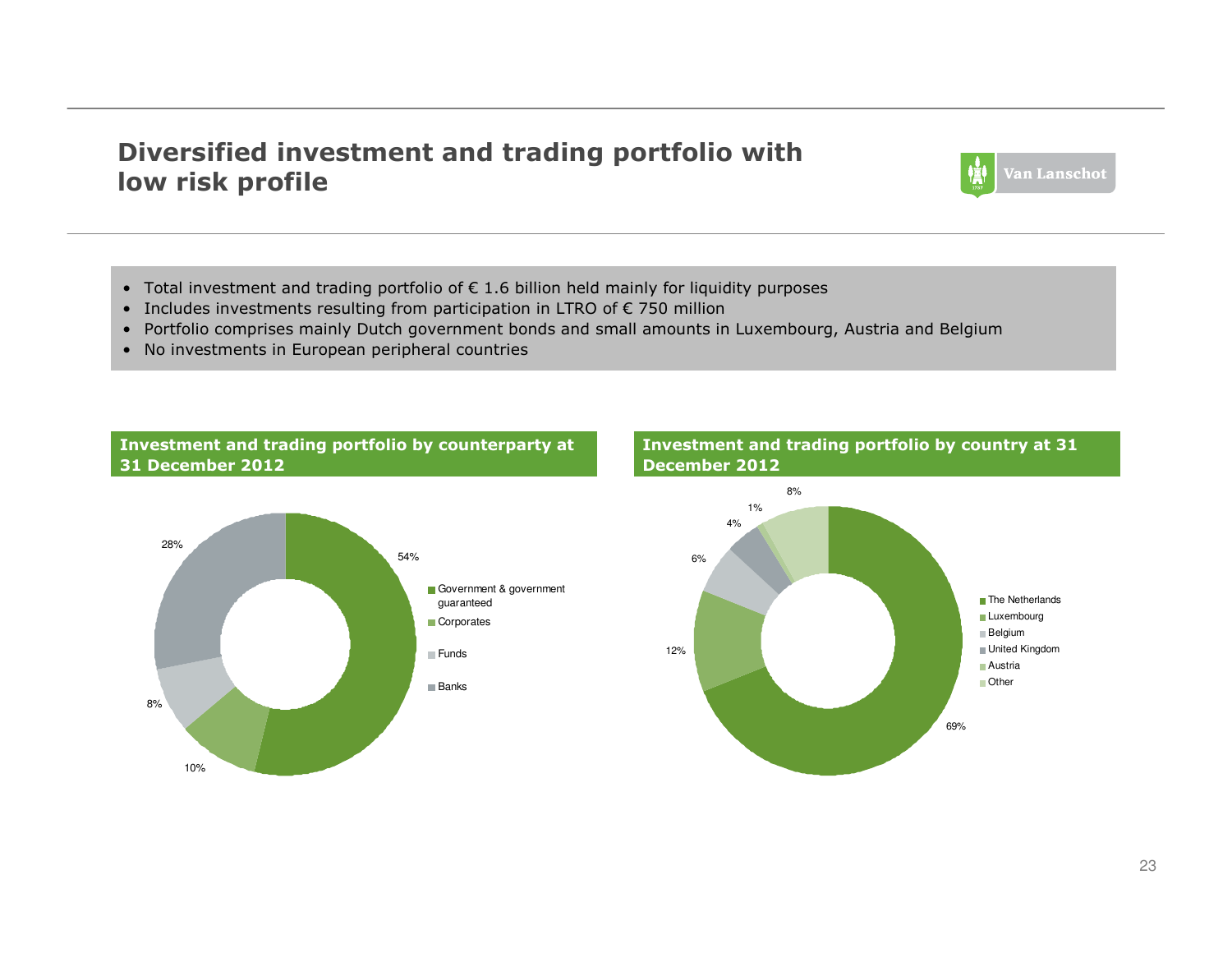# Diversified investment and trading portfolio with low risk profile

- Total investment and trading portfolio of € 1.6 billion held mainly for liquidity purposes
- Includes investments resulting from participation in LTRO of € 750 million
- Portfolio comprises mainly Dutch government bonds and small amounts in Luxembourg, Austria and Belgium
- No investments in European peripheral countries

**Investment and trading portfolio by counterparty at 31 December 2012**

| Counterparty | Share |
|---|---|
| Government & government guaranteed | 54% |
| Corporates | 10% |
| Funds | 8% |
| Banks | 28% |

**Investment and trading portfolio by country at 31 December 2012**

| Country | Share |
|---|---|
| The Netherlands | 69% |
| Luxembourg | 12% |
| Belgium | 6% |
| United Kingdom | 4% |
| Austria | 1% |
| Other | 8% |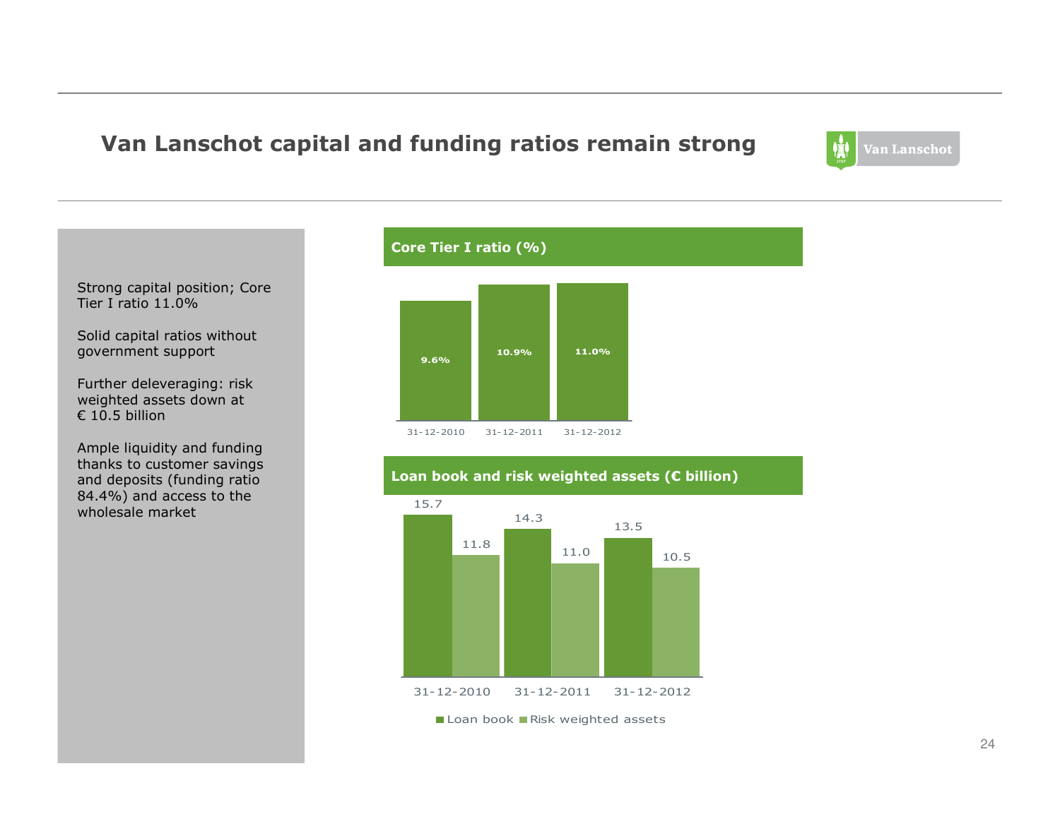# Van Lanschot capital and funding ratios remain strong

Strong capital position; Core Tier I ratio 11.0%

Solid capital ratios without government support

Further deleveraging: risk weighted assets down at € 10.5 billion

Ample liquidity and funding thanks to customer savings and deposits (funding ratio 84.4%) and access to the wholesale market

## Core Tier I ratio (%)

| 31-12-2010 | 31-12-2011 | 31-12-2012 |
|---|---|---|
| 9.6% | 10.9% | 11.0% |

## Loan book and risk weighted assets (€ billion)

| | 31-12-2010 | 31-12-2011 | 31-12-2012 |
|---|---|---|---|
| Loan book | 15.7 | 14.3 | 13.5 |
| Risk weighted assets | 11.8 | 11.0 | 10.5 |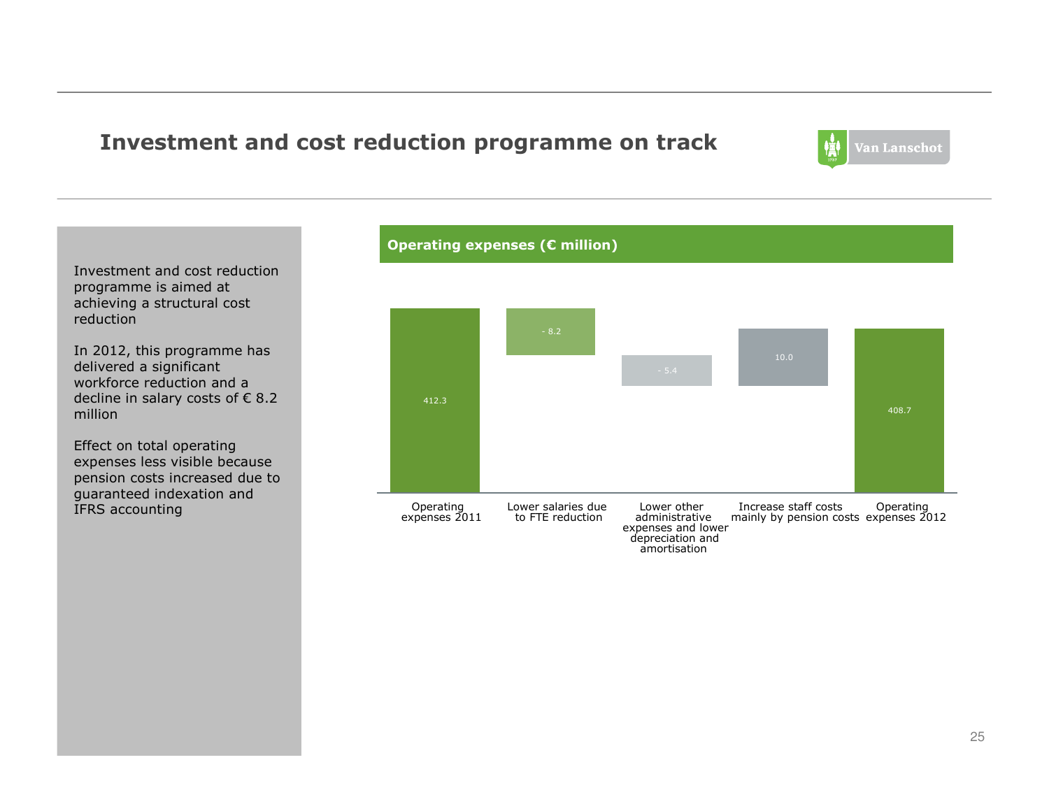# Investment and cost reduction programme on track

Investment and cost reduction programme is aimed at achieving a structural cost reduction

In 2012, this programme has delivered a significant workforce reduction and a decline in salary costs of € 8.2 million

Effect on total operating expenses less visible because pension costs increased due to guaranteed indexation and IFRS accounting

**Operating expenses (€ million)**

| Operating expenses 2011 | Lower salaries due to FTE reduction | Lower other administrative expenses and lower depreciation and amortisation | Increase staff costs mainly by pension costs | Operating expenses 2012 |
|---|---|---|---|---|
| 412.3 | - 8.2 | - 5.4 | 10.0 | 408.7 |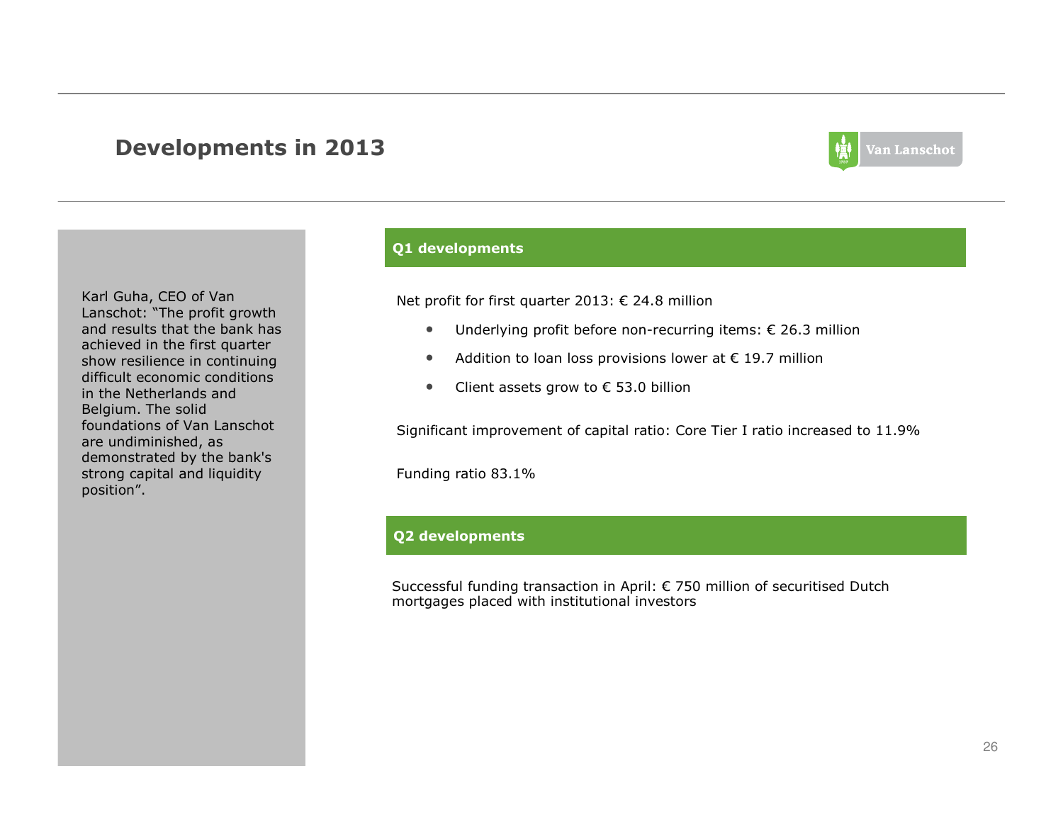# Developments in 2013

Karl Guha, CEO of Van Lanschot: "The profit growth and results that the bank has achieved in the first quarter show resilience in continuing difficult economic conditions in the Netherlands and Belgium. The solid foundations of Van Lanschot are undiminished, as demonstrated by the bank's strong capital and liquidity position".

## Q1 developments

Net profit for first quarter 2013: € 24.8 million

- Underlying profit before non-recurring items: € 26.3 million
- Addition to loan loss provisions lower at € 19.7 million
- Client assets grow to € 53.0 billion

Significant improvement of capital ratio: Core Tier I ratio increased to 11.9%

Funding ratio 83.1%

## Q2 developments

Successful funding transaction in April: € 750 million of securitised Dutch mortgages placed with institutional investors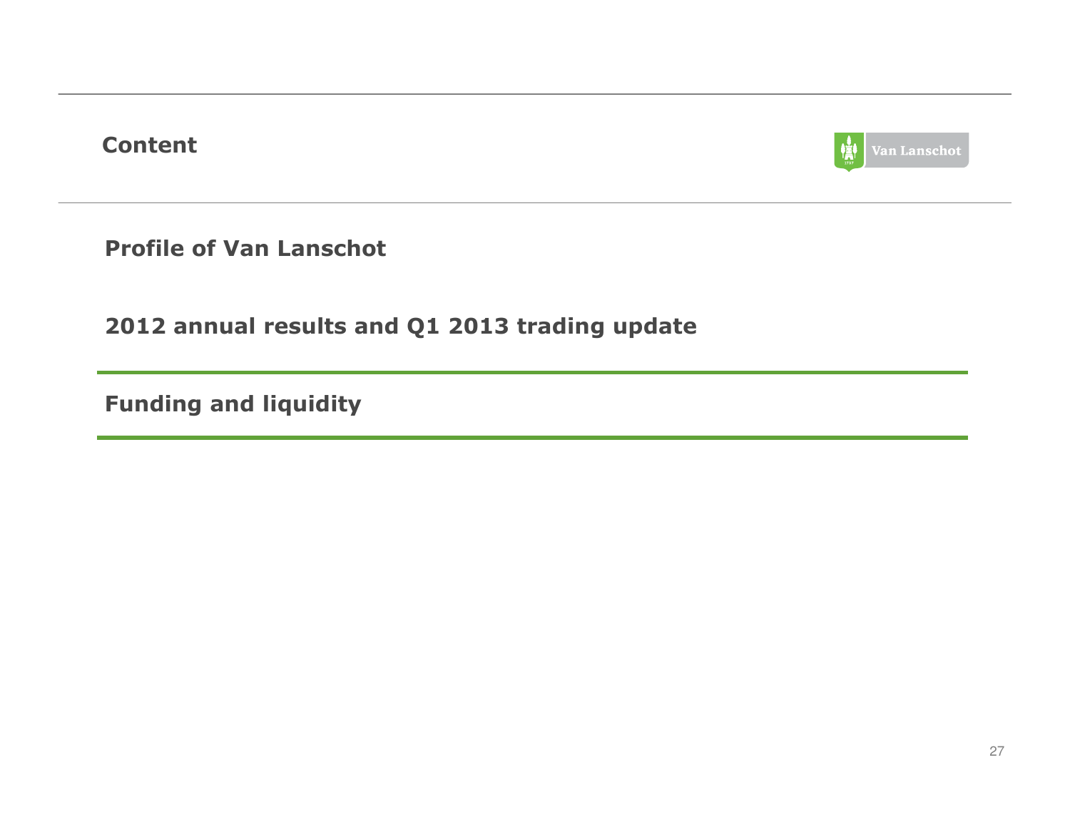## Content

**Profile of Van Lanschot**

**2012 annual results and Q1 2013 trading update**

**Funding and liquidity**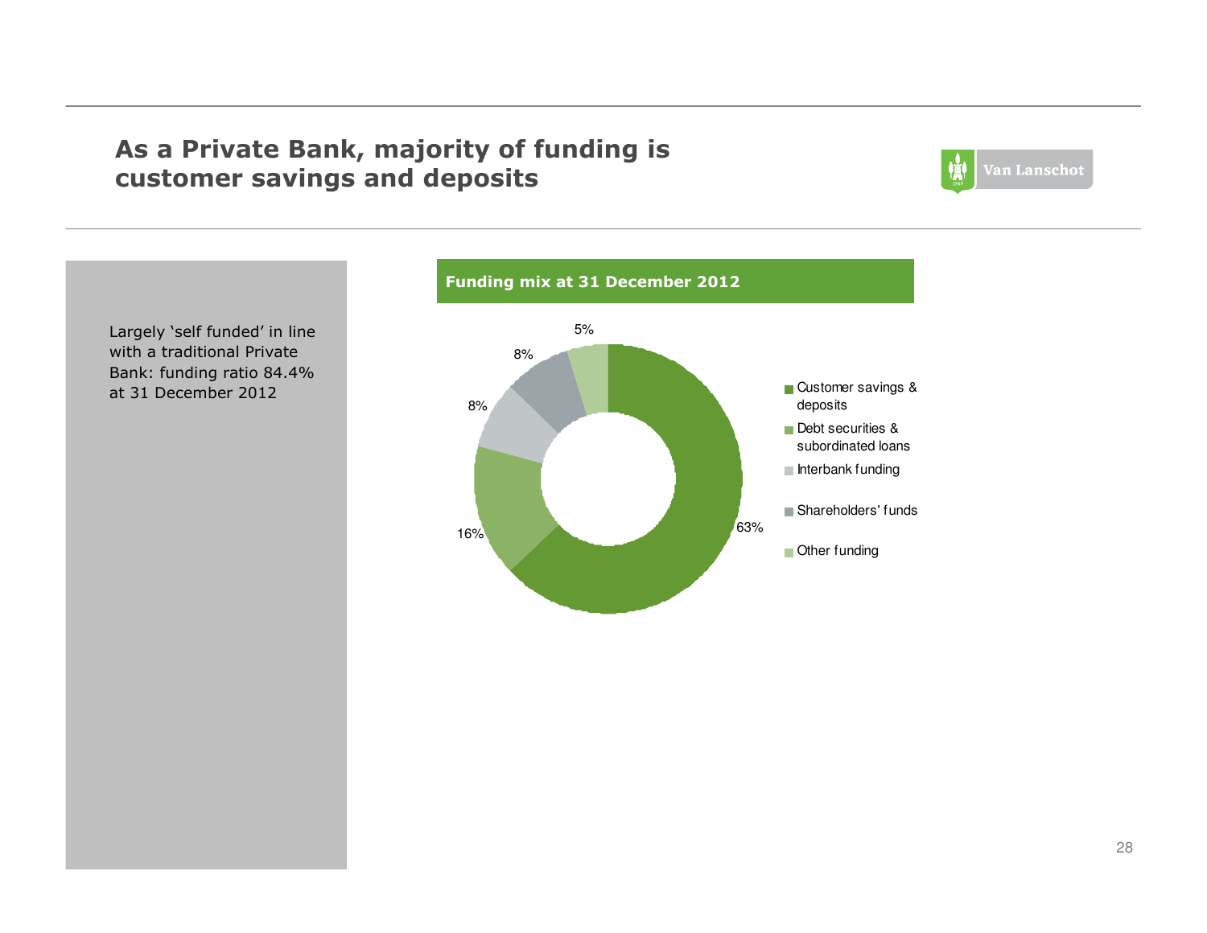# As a Private Bank, majority of funding is customer savings and deposits

Largely 'self funded' in line with a traditional Private Bank: funding ratio 84.4% at 31 December 2012

**Funding mix at 31 December 2012**

| Funding source | Share |
| --- | --- |
| Customer savings & deposits | 63% |
| Debt securities & subordinated loans | 16% |
| Interbank funding | 8% |
| Shareholders' funds | 8% |
| Other funding | 5% |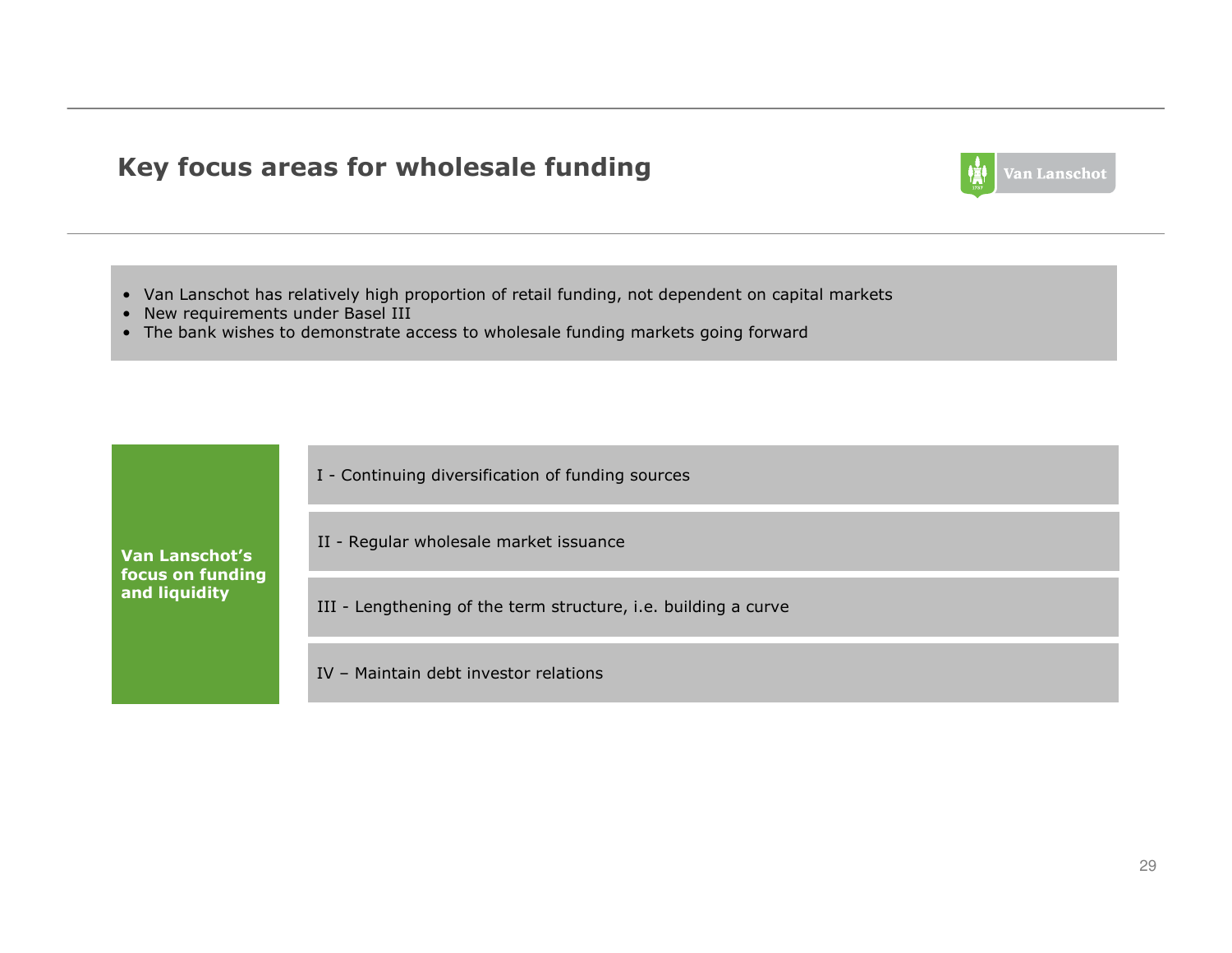## Key focus areas for wholesale funding

- Van Lanschot has relatively high proportion of retail funding, not dependent on capital markets
- New requirements under Basel III
- The bank wishes to demonstrate access to wholesale funding markets going forward

**Van Lanschot's focus on funding and liquidity**

- I - Continuing diversification of funding sources
- II - Regular wholesale market issuance
- III - Lengthening of the term structure, i.e. building a curve
- IV – Maintain debt investor relations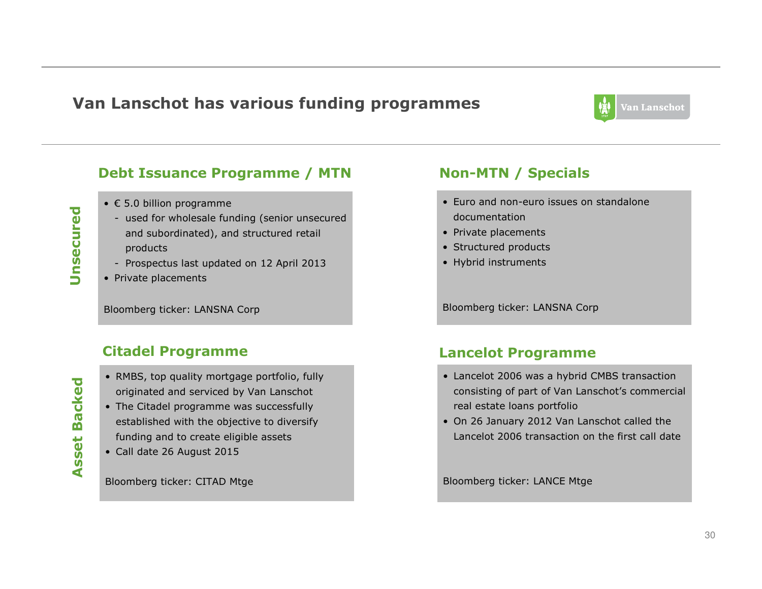# Van Lanschot has various funding programmes

## Unsecured

### Debt Issuance Programme / MTN

- € 5.0 billion programme
  - used for wholesale funding (senior unsecured and subordinated), and structured retail products
  - Prospectus last updated on 12 April 2013
- Private placements

Bloomberg ticker: LANSNA Corp

### Non-MTN / Specials

- Euro and non-euro issues on standalone documentation
- Private placements
- Structured products
- Hybrid instruments

Bloomberg ticker: LANSNA Corp

## Asset Backed

### Citadel Programme

- RMBS, top quality mortgage portfolio, fully originated and serviced by Van Lanschot
- The Citadel programme was successfully established with the objective to diversify funding and to create eligible assets
- Call date 26 August 2015

Bloomberg ticker: CITAD Mtge

### Lancelot Programme

- Lancelot 2006 was a hybrid CMBS transaction consisting of part of Van Lanschot's commercial real estate loans portfolio
- On 26 January 2012 Van Lanschot called the Lancelot 2006 transaction on the first call date

Bloomberg ticker: LANCE Mtge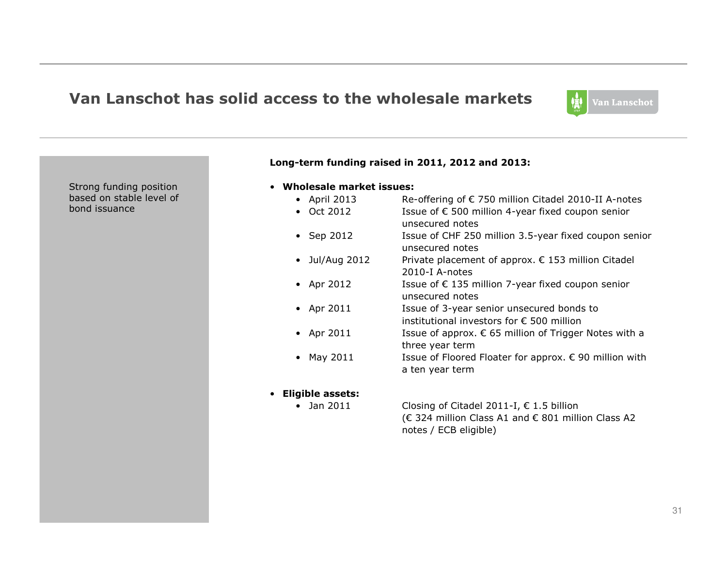# Van Lanschot has solid access to the wholesale markets

Strong funding position based on stable level of bond issuance

**Long-term funding raised in 2011, 2012 and 2013:**

- **Wholesale market issues:**
  - April 2013 — Re-offering of € 750 million Citadel 2010-II A-notes
  - Oct 2012 — Issue of € 500 million 4-year fixed coupon senior unsecured notes
  - Sep 2012 — Issue of CHF 250 million 3.5-year fixed coupon senior unsecured notes
  - Jul/Aug 2012 — Private placement of approx. € 153 million Citadel 2010-I A-notes
  - Apr 2012 — Issue of € 135 million 7-year fixed coupon senior unsecured notes
  - Apr 2011 — Issue of 3-year senior unsecured bonds to institutional investors for € 500 million
  - Apr 2011 — Issue of approx. € 65 million of Trigger Notes with a three year term
  - May 2011 — Issue of Floored Floater for approx. € 90 million with a ten year term

- **Eligible assets:**
  - Jan 2011 — Closing of Citadel 2011-I, € 1.5 billion (€ 324 million Class A1 and € 801 million Class A2 notes / ECB eligible)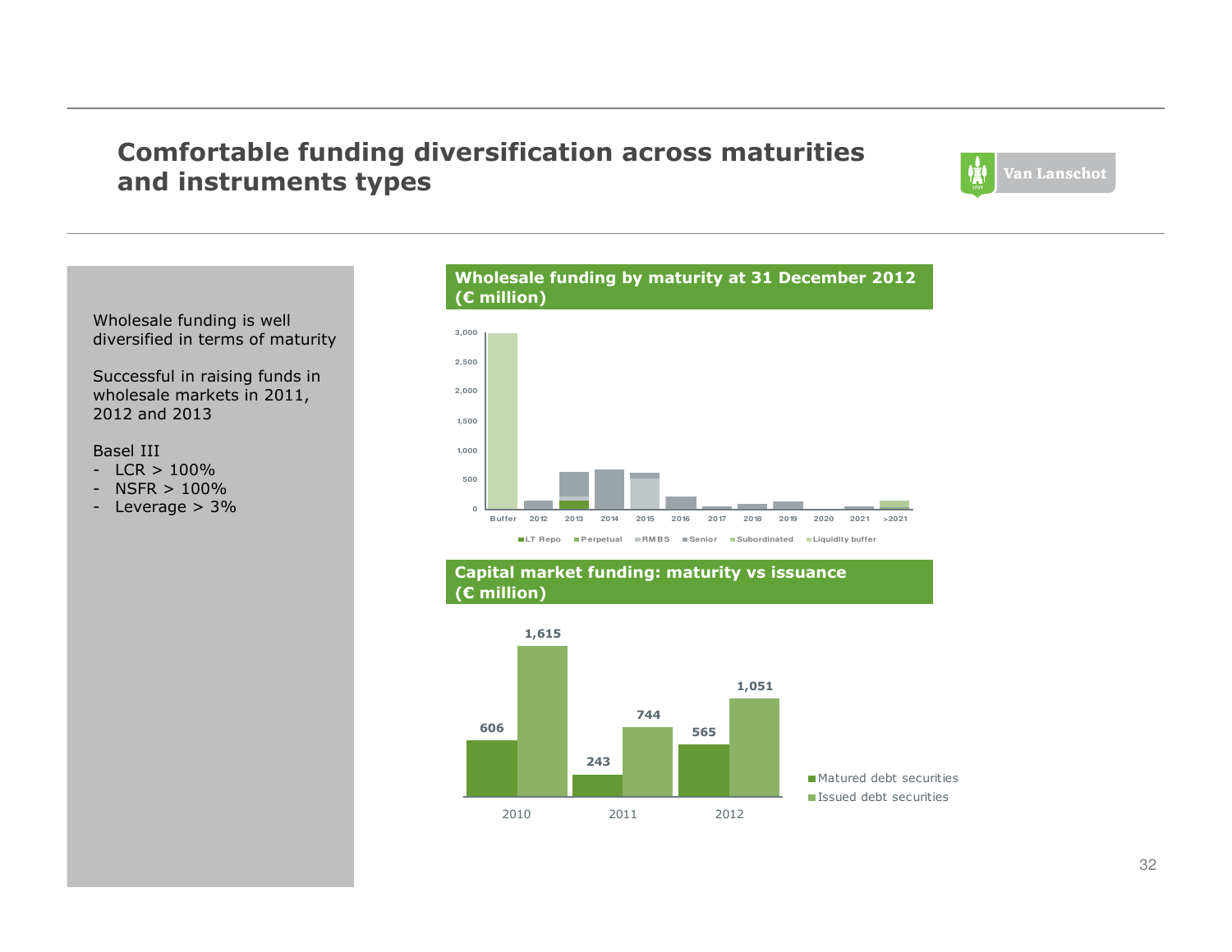# Comfortable funding diversification across maturities and instruments types

Wholesale funding is well diversified in terms of maturity

Successful in raising funds in wholesale markets in 2011, 2012 and 2013

Basel III
- LCR > 100%
- NSFR > 100%
- Leverage > 3%

**Wholesale funding by maturity at 31 December 2012 (€ million)**

Buffer, 2012, 2013, 2014, 2015, 2016, 2017, 2018, 2019, 2020, 2021, >2021

LT Repo, Perpetual, RMBS, Senior, Subordinated, Liquidity buffer

**Capital market funding: maturity vs issuance (€ million)**

| | 2010 | 2011 | 2012 |
|---|---|---|---|
| Matured debt securities | 606 | 243 | 565 |
| Issued debt securities | 1,615 | 744 | 1,051 |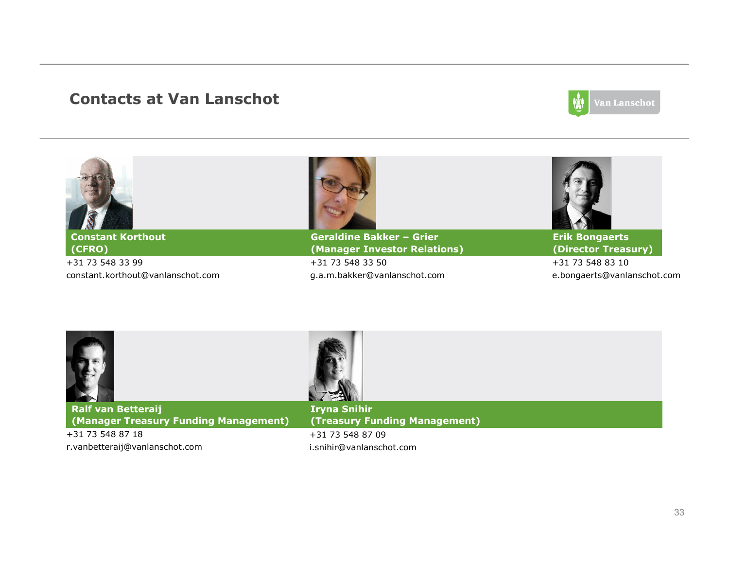## Contacts at Van Lanschot

**Constant Korthout**
**(CFRO)**
+31 73 548 33 99
constant.korthout@vanlanschot.com

**Geraldine Bakker – Grier**
**(Manager Investor Relations)**
+31 73 548 33 50
g.a.m.bakker@vanlanschot.com

**Erik Bongaerts**
**(Director Treasury)**
+31 73 548 83 10
e.bongaerts@vanlanschot.com

**Ralf van Betteraij**
**(Manager Treasury Funding Management)**
+31 73 548 87 18
r.vanbetteraij@vanlanschot.com

**Iryna Snihir**
**(Treasury Funding Management)**
+31 73 548 87 09
i.snihir@vanlanschot.com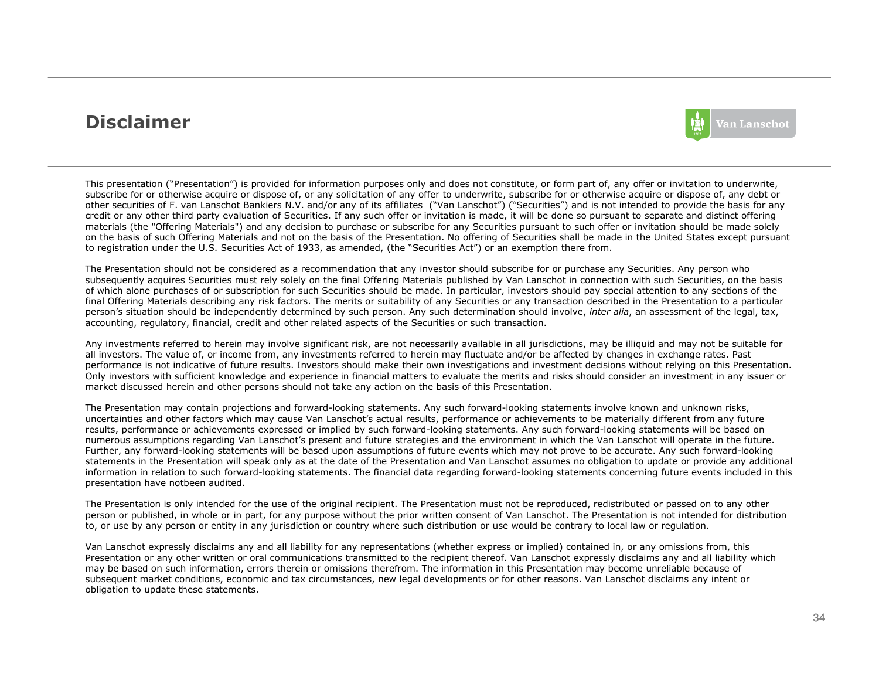# Disclaimer

This presentation ("Presentation") is provided for information purposes only and does not constitute, or form part of, any offer or invitation to underwrite, subscribe for or otherwise acquire or dispose of, or any solicitation of any offer to underwrite, subscribe for or otherwise acquire or dispose of, any debt or other securities of F. van Lanschot Bankiers N.V. and/or any of its affiliates ("Van Lanschot") ("Securities") and is not intended to provide the basis for any credit or any other third party evaluation of Securities. If any such offer or invitation is made, it will be done so pursuant to separate and distinct offering materials (the "Offering Materials") and any decision to purchase or subscribe for any Securities pursuant to such offer or invitation should be made solely on the basis of such Offering Materials and not on the basis of the Presentation. No offering of Securities shall be made in the United States except pursuant to registration under the U.S. Securities Act of 1933, as amended, (the "Securities Act") or an exemption there from.

The Presentation should not be considered as a recommendation that any investor should subscribe for or purchase any Securities. Any person who subsequently acquires Securities must rely solely on the final Offering Materials published by Van Lanschot in connection with such Securities, on the basis of which alone purchases of or subscription for such Securities should be made. In particular, investors should pay special attention to any sections of the final Offering Materials describing any risk factors. The merits or suitability of any Securities or any transaction described in the Presentation to a particular person's situation should be independently determined by such person. Any such determination should involve, *inter alia*, an assessment of the legal, tax, accounting, regulatory, financial, credit and other related aspects of the Securities or such transaction.

Any investments referred to herein may involve significant risk, are not necessarily available in all jurisdictions, may be illiquid and may not be suitable for all investors. The value of, or income from, any investments referred to herein may fluctuate and/or be affected by changes in exchange rates. Past performance is not indicative of future results. Investors should make their own investigations and investment decisions without relying on this Presentation. Only investors with sufficient knowledge and experience in financial matters to evaluate the merits and risks should consider an investment in any issuer or market discussed herein and other persons should not take any action on the basis of this Presentation.

The Presentation may contain projections and forward-looking statements. Any such forward-looking statements involve known and unknown risks, uncertainties and other factors which may cause Van Lanschot's actual results, performance or achievements to be materially different from any future results, performance or achievements expressed or implied by such forward-looking statements. Any such forward-looking statements will be based on numerous assumptions regarding Van Lanschot's present and future strategies and the environment in which the Van Lanschot will operate in the future. Further, any forward-looking statements will be based upon assumptions of future events which may not prove to be accurate. Any such forward-looking statements in the Presentation will speak only as at the date of the Presentation and Van Lanschot assumes no obligation to update or provide any additional information in relation to such forward-looking statements. The financial data regarding forward-looking statements concerning future events included in this presentation have notbeen audited.

The Presentation is only intended for the use of the original recipient. The Presentation must not be reproduced, redistributed or passed on to any other person or published, in whole or in part, for any purpose without the prior written consent of Van Lanschot. The Presentation is not intended for distribution to, or use by any person or entity in any jurisdiction or country where such distribution or use would be contrary to local law or regulation.

Van Lanschot expressly disclaims any and all liability for any representations (whether express or implied) contained in, or any omissions from, this Presentation or any other written or oral communications transmitted to the recipient thereof. Van Lanschot expressly disclaims any and all liability which may be based on such information, errors therein or omissions therefrom. The information in this Presentation may become unreliable because of subsequent market conditions, economic and tax circumstances, new legal developments or for other reasons. Van Lanschot disclaims any intent or obligation to update these statements.